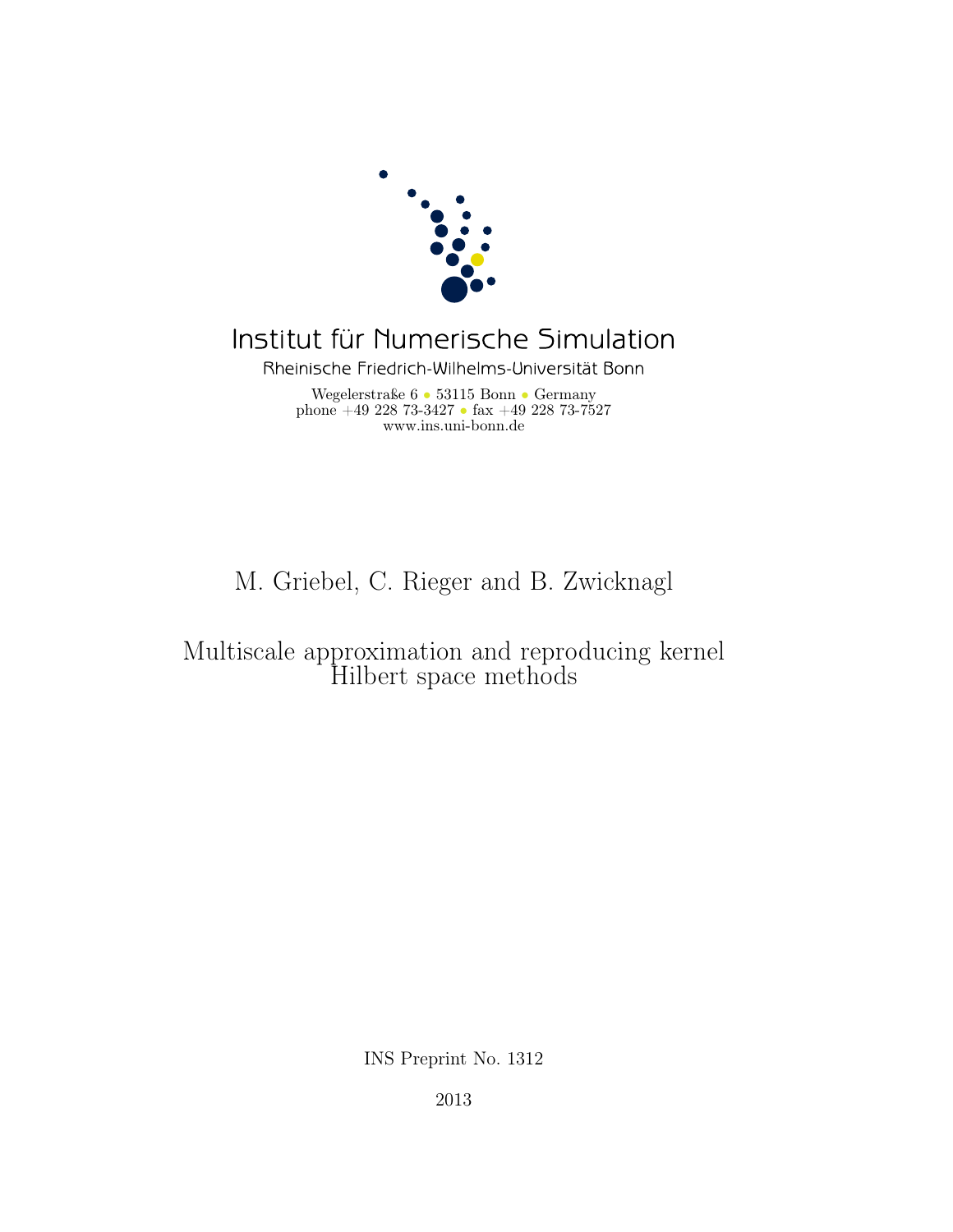Institut für Numerische Simulation

Rheinische Friedrich-Wilhelms-Universität Bonn

Wegelerstraße 6 • 53115 Bonn • Germany
phone +49 228 73-3427 • fax +49 228 73-7527
www.ins.uni-bonn.de

M. Griebel, C. Rieger and B. Zwicknagl

# Multiscale approximation and reproducing kernel Hilbert space methods

INS Preprint No. 1312

2013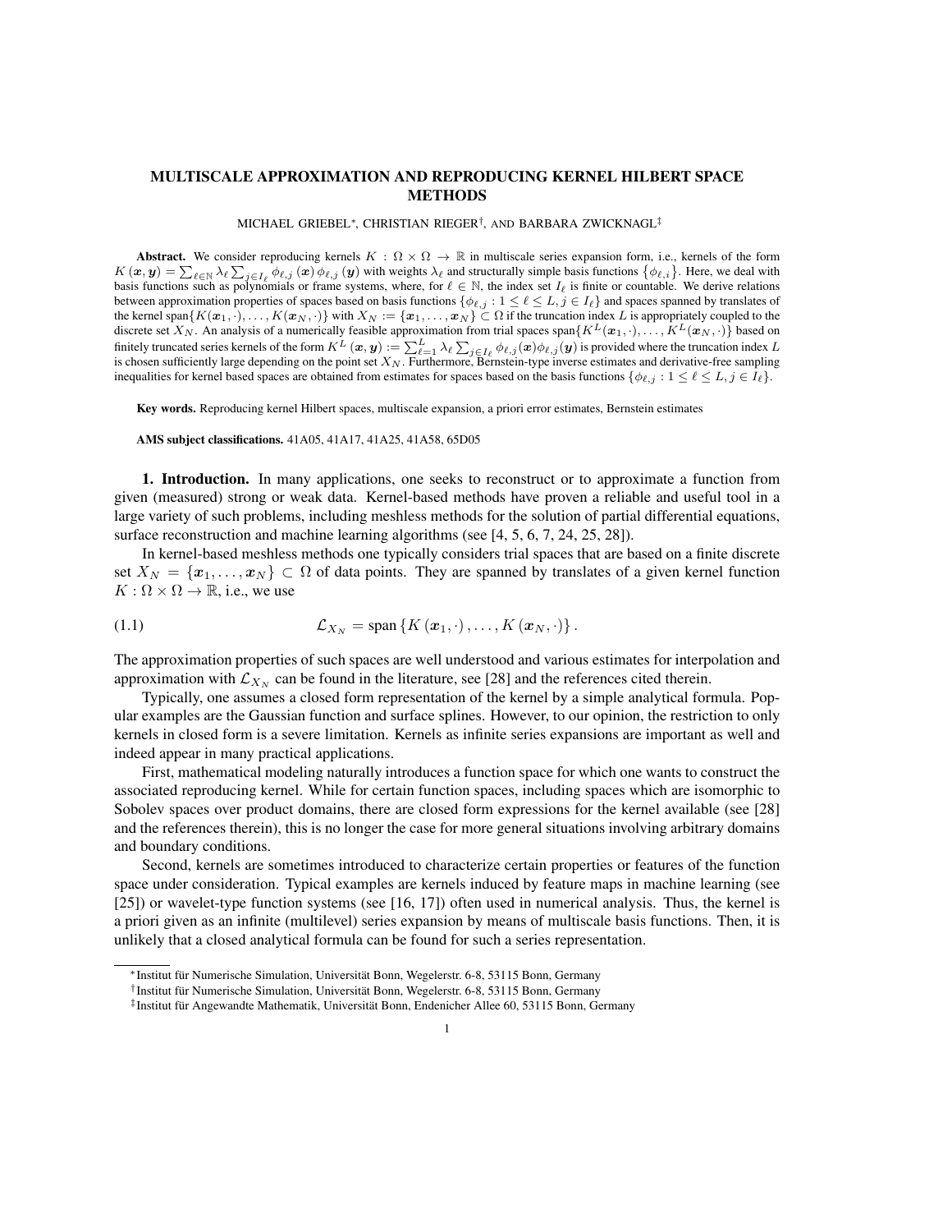# MULTISCALE APPROXIMATION AND REPRODUCING KERNEL HILBERT SPACE METHODS

MICHAEL GRIEBEL[*], CHRISTIAN RIEGER[†], AND BARBARA ZWICKNAGL[‡]

**Abstract.** We consider reproducing kernels $K : \Omega \times \Omega \to \mathbb{R}$ in multiscale series expansion form, i.e., kernels of the form $K(\boldsymbol{x}, \boldsymbol{y}) = \sum_{\ell \in \mathbb{N}} \lambda_\ell \sum_{j \in I_\ell} \phi_{\ell,j}(\boldsymbol{x}) \phi_{\ell,j}(\boldsymbol{y})$ with weights $\lambda_\ell$ and structurally simple basis functions $\{\phi_{\ell,i}\}$. Here, we deal with basis functions such as polynomials or frame systems, where, for $\ell \in \mathbb{N}$, the index set $I_\ell$ is finite or countable. We derive relations between approximation properties of spaces based on basis functions $\{\phi_{\ell,j} : 1 \le \ell \le L, j \in I_\ell\}$ and spaces spanned by translates of the kernel span$\{K(\boldsymbol{x}_1, \cdot), \ldots, K(\boldsymbol{x}_N, \cdot)\}$ with $X_N := \{\boldsymbol{x}_1, \ldots, \boldsymbol{x}_N\} \subset \Omega$ if the truncation index $L$ is appropriately coupled to the discrete set $X_N$. An analysis of a numerically feasible approximation from trial spaces span$\{K^L(\boldsymbol{x}_1, \cdot), \ldots, K^L(\boldsymbol{x}_N, \cdot)\}$ based on finitely truncated series kernels of the form $K^L(\boldsymbol{x}, \boldsymbol{y}) := \sum_{\ell=1}^{L} \lambda_\ell \sum_{j \in I_\ell} \phi_{\ell,j}(\boldsymbol{x}) \phi_{\ell,j}(\boldsymbol{y})$ is provided where the truncation index $L$ is chosen sufficiently large depending on the point set $X_N$. Furthermore, Bernstein-type inverse estimates and derivative-free sampling inequalities for kernel based spaces are obtained from estimates for spaces based on the basis functions $\{\phi_{\ell,j} : 1 \le \ell \le L, j \in I_\ell\}$.

**Key words.** Reproducing kernel Hilbert spaces, multiscale expansion, a priori error estimates, Bernstein estimates

**AMS subject classifications.** 41A05, 41A17, 41A25, 41A58, 65D05

## 1. Introduction.

In many applications, one seeks to reconstruct or to approximate a function from given (measured) strong or weak data. Kernel-based methods have proven a reliable and useful tool in a large variety of such problems, including meshless methods for the solution of partial differential equations, surface reconstruction and machine learning algorithms (see [4, 5, 6, 7, 24, 25, 28]).

In kernel-based meshless methods one typically considers trial spaces that are based on a finite discrete set $X_N = \{\boldsymbol{x}_1, \ldots, \boldsymbol{x}_N\} \subset \Omega$ of data points. They are spanned by translates of a given kernel function $K : \Omega \times \Omega \to \mathbb{R}$, i.e., we use

$$\mathcal{L}_{X_N} = \text{span}\{K(\boldsymbol{x}_1, \cdot), \ldots, K(\boldsymbol{x}_N, \cdot)\}. \tag{1.1}$$

The approximation properties of such spaces are well understood and various estimates for interpolation and approximation with $\mathcal{L}_{X_N}$ can be found in the literature, see [28] and the references cited therein.

Typically, one assumes a closed form representation of the kernel by a simple analytical formula. Popular examples are the Gaussian function and surface splines. However, to our opinion, the restriction to only kernels in closed form is a severe limitation. Kernels as infinite series expansions are important as well and indeed appear in many practical applications.

First, mathematical modeling naturally introduces a function space for which one wants to construct the associated reproducing kernel. While for certain function spaces, including spaces which are isomorphic to Sobolev spaces over product domains, there are closed form expressions for the kernel available (see [28] and the references therein), this is no longer the case for more general situations involving arbitrary domains and boundary conditions.

Second, kernels are sometimes introduced to characterize certain properties or features of the function space under consideration. Typical examples are kernels induced by feature maps in machine learning (see [25]) or wavelet-type function systems (see [16, 17]) often used in numerical analysis. Thus, the kernel is a priori given as an infinite (multilevel) series expansion by means of multiscale basis functions. Then, it is unlikely that a closed analytical formula can be found for such a series representation.

---

[*] Institut für Numerische Simulation, Universität Bonn, Wegelerstr. 6-8, 53115 Bonn, Germany

[†] Institut für Numerische Simulation, Universität Bonn, Wegelerstr. 6-8, 53115 Bonn, Germany

[‡] Institut für Angewandte Mathematik, Universität Bonn, Endenicher Allee 60, 53115 Bonn, Germany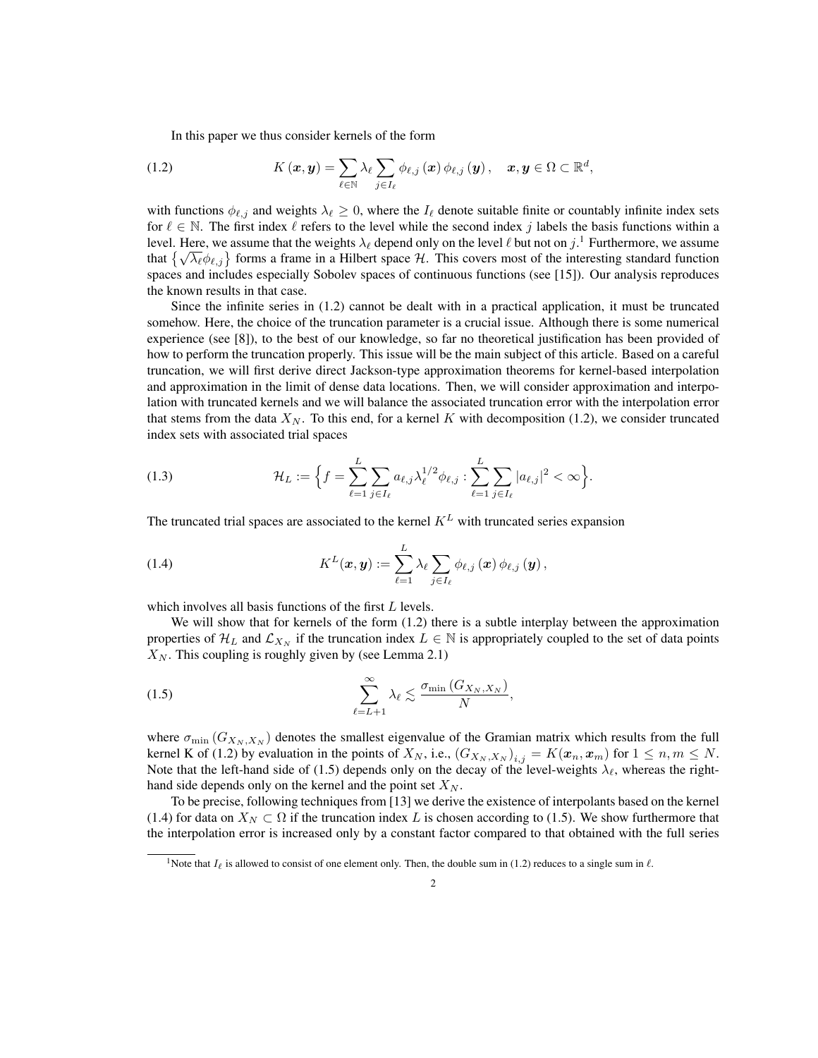In this paper we thus consider kernels of the form

$$K(\boldsymbol{x},\boldsymbol{y}) = \sum_{\ell\in\mathbb{N}} \lambda_\ell \sum_{j\in I_\ell} \phi_{\ell,j}(\boldsymbol{x})\,\phi_{\ell,j}(\boldsymbol{y}), \quad \boldsymbol{x},\boldsymbol{y}\in\Omega\subset\mathbb{R}^d, \tag{1.2}$$

with functions $\phi_{\ell,j}$ and weights $\lambda_\ell \geq 0$, where the $I_\ell$ denote suitable finite or countably infinite index sets for $\ell \in \mathbb{N}$. The first index $\ell$ refers to the level while the second index $j$ labels the basis functions within a level. Here, we assume that the weights $\lambda_\ell$ depend only on the level $\ell$ but not on $j$.[1] Furthermore, we assume that $\{\sqrt{\lambda_\ell}\phi_{\ell,j}\}$ forms a frame in a Hilbert space $\mathcal{H}$. This covers most of the interesting standard function spaces and includes especially Sobolev spaces of continuous functions (see [15]). Our analysis reproduces the known results in that case.

Since the infinite series in (1.2) cannot be dealt with in a practical application, it must be truncated somehow. Here, the choice of the truncation parameter is a crucial issue. Although there is some numerical experience (see [8]), to the best of our knowledge, so far no theoretical justification has been provided of how to perform the truncation properly. This issue will be the main subject of this article. Based on a careful truncation, we will first derive direct Jackson-type approximation theorems for kernel-based interpolation and approximation in the limit of dense data locations. Then, we will consider approximation and interpolation with truncated kernels and we will balance the associated truncation error with the interpolation error that stems from the data $X_N$. To this end, for a kernel $K$ with decomposition (1.2), we consider truncated index sets with associated trial spaces

$$\mathcal{H}_L := \Big\{ f = \sum_{\ell=1}^{L}\sum_{j\in I_\ell} a_{\ell,j}\lambda_\ell^{1/2}\phi_{\ell,j} : \sum_{\ell=1}^{L}\sum_{j\in I_\ell} |a_{\ell,j}|^2 < \infty \Big\}. \tag{1.3}$$

The truncated trial spaces are associated to the kernel $K^L$ with truncated series expansion

$$K^L(\boldsymbol{x},\boldsymbol{y}) := \sum_{\ell=1}^{L} \lambda_\ell \sum_{j\in I_\ell} \phi_{\ell,j}(\boldsymbol{x})\,\phi_{\ell,j}(\boldsymbol{y}), \tag{1.4}$$

which involves all basis functions of the first $L$ levels.

We will show that for kernels of the form (1.2) there is a subtle interplay between the approximation properties of $\mathcal{H}_L$ and $\mathcal{L}_{X_N}$ if the truncation index $L \in \mathbb{N}$ is appropriately coupled to the set of data points $X_N$. This coupling is roughly given by (see Lemma 2.1)

$$\sum_{\ell=L+1}^{\infty} \lambda_\ell \lesssim \frac{\sigma_{\min}(G_{X_N,X_N})}{N}, \tag{1.5}$$

where $\sigma_{\min}(G_{X_N,X_N})$ denotes the smallest eigenvalue of the Gramian matrix which results from the full kernel K of (1.2) by evaluation in the points of $X_N$, i.e., $(G_{X_N,X_N})_{i,j} = K(\boldsymbol{x}_n,\boldsymbol{x}_m)$ for $1 \leq n,m \leq N$. Note that the left-hand side of (1.5) depends only on the decay of the level-weights $\lambda_\ell$, whereas the right-hand side depends only on the kernel and the point set $X_N$.

To be precise, following techniques from [13] we derive the existence of interpolants based on the kernel (1.4) for data on $X_N \subset \Omega$ if the truncation index $L$ is chosen according to (1.5). We show furthermore that the interpolation error is increased only by a constant factor compared to that obtained with the full series

---

[1] Note that $I_\ell$ is allowed to consist of one element only. Then, the double sum in (1.2) reduces to a single sum in $\ell$.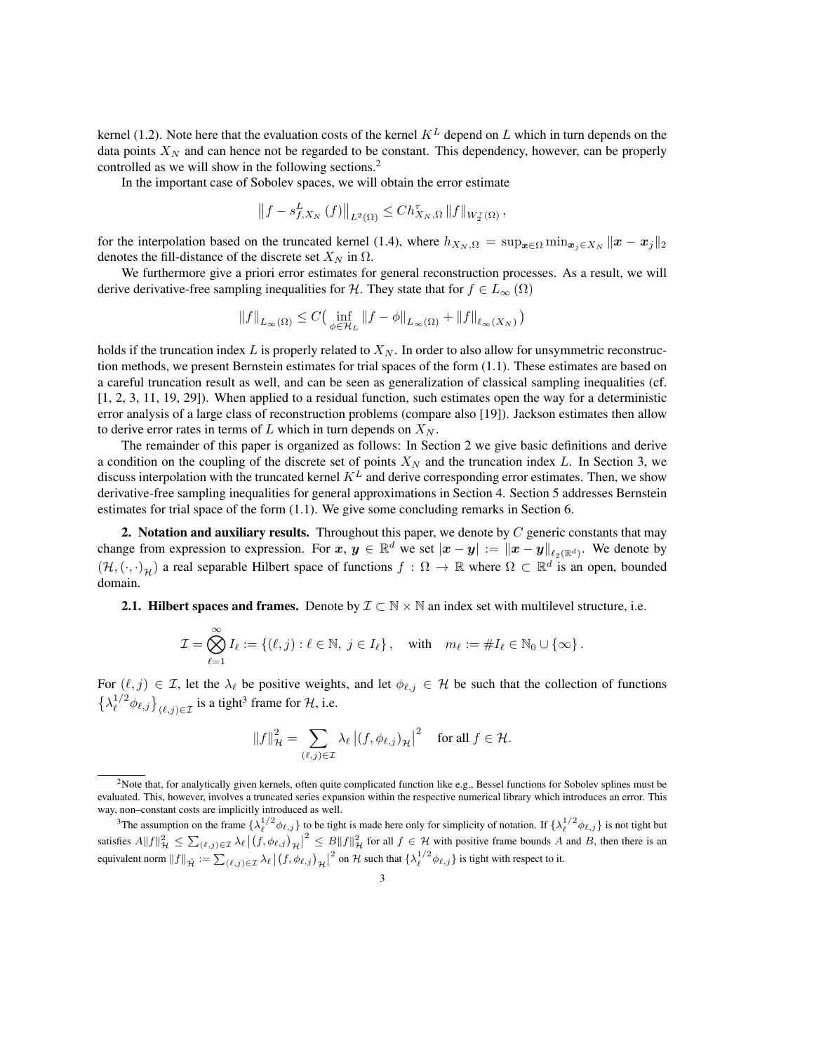kernel (1.2). Note here that the evaluation costs of the kernel $K^L$ depend on $L$ which in turn depends on the data points $X_N$ and can hence not be regarded to be constant. This dependency, however, can be properly controlled as we will show in the following sections.[2]

In the important case of Sobolev spaces, we will obtain the error estimate

$$\left\| f - s^L_{f,X_N}(f) \right\|_{L^2(\Omega)} \le C h^{\tau}_{X_N,\Omega} \left\| f \right\|_{W_2^\tau(\Omega)},$$

for the interpolation based on the truncated kernel (1.4), where $h_{X_N,\Omega} = \sup_{\boldsymbol{x}\in\Omega} \min_{\boldsymbol{x}_j \in X_N} \|\boldsymbol{x} - \boldsymbol{x}_j\|_2$ denotes the fill-distance of the discrete set $X_N$ in $\Omega$.

We furthermore give a priori error estimates for general reconstruction processes. As a result, we will derive derivative-free sampling inequalities for $\mathcal{H}$. They state that for $f \in L_\infty(\Omega)$

$$\|f\|_{L_\infty(\Omega)} \le C \big( \inf_{\phi \in \mathcal{H}_L} \|f - \phi\|_{L_\infty(\Omega)} + \|f\|_{\ell_\infty(X_N)} \big)$$

holds if the truncation index $L$ is properly related to $X_N$. In order to also allow for unsymmetric reconstruction methods, we present Bernstein estimates for trial spaces of the form (1.1). These estimates are based on a careful truncation result as well, and can be seen as generalization of classical sampling inequalities (cf. [1, 2, 3, 11, 19, 29]). When applied to a residual function, such estimates open the way for a deterministic error analysis of a large class of reconstruction problems (compare also [19]). Jackson estimates then allow to derive error rates in terms of $L$ which in turn depends on $X_N$.

The remainder of this paper is organized as follows: In Section 2 we give basic definitions and derive a condition on the coupling of the discrete set of points $X_N$ and the truncation index $L$. In Section 3, we discuss interpolation with the truncated kernel $K^L$ and derive corresponding error estimates. Then, we show derivative-free sampling inequalities for general approximations in Section 4. Section 5 addresses Bernstein estimates for trial space of the form (1.1). We give some concluding remarks in Section 6.

## 2. Notation and auxiliary results.

Throughout this paper, we denote by $C$ generic constants that may change from expression to expression. For $\boldsymbol{x}, \boldsymbol{y} \in \mathbb{R}^d$ we set $|\boldsymbol{x} - \boldsymbol{y}| := \|\boldsymbol{x} - \boldsymbol{y}\|_{\ell_2(\mathbb{R}^d)}$. We denote by $(\mathcal{H}, (\cdot,\cdot)_{\mathcal{H}})$ a real separable Hilbert space of functions $f : \Omega \to \mathbb{R}$ where $\Omega \subset \mathbb{R}^d$ is an open, bounded domain.

### 2.1. Hilbert spaces and frames.

Denote by $\mathcal{I} \subset \mathbb{N} \times \mathbb{N}$ an index set with multilevel structure, i.e.

$$\mathcal{I} = \bigotimes_{\ell=1}^{\infty} I_\ell := \{(\ell, j) : \ell \in \mathbb{N},\ j \in I_\ell\}, \quad \text{with} \quad m_\ell := \# I_\ell \in \mathbb{N}_0 \cup \{\infty\}.$$

For $(\ell, j) \in \mathcal{I}$, let the $\lambda_\ell$ be positive weights, and let $\phi_{\ell,j} \in \mathcal{H}$ be such that the collection of functions $\{\lambda_\ell^{1/2} \phi_{\ell,j}\}_{(\ell,j)\in\mathcal{I}}$ is a tight[3] frame for $\mathcal{H}$, i.e.

$$\|f\|^2_{\mathcal{H}} = \sum_{(\ell,j)\in\mathcal{I}} \lambda_\ell \left| (f, \phi_{\ell,j})_{\mathcal{H}} \right|^2 \quad \text{for all } f \in \mathcal{H}.$$

---

[2] Note that, for analytically given kernels, often quite complicated function like e.g., Bessel functions for Sobolev splines must be evaluated. This, however, involves a truncated series expansion within the respective numerical library which introduces an error. This way, non–constant costs are implicitly introduced as well.

[3] The assumption on the frame $\{\lambda_\ell^{1/2}\phi_{\ell,j}\}$ to be tight is made here only for simplicity of notation. If $\{\lambda_\ell^{1/2}\phi_{\ell,j}\}$ is not tight but satisfies $A\|f\|^2_{\mathcal{H}} \le \sum_{(\ell,j)\in\mathcal{I}} \lambda_\ell \left|(f, \phi_{\ell,j})_{\mathcal{H}}\right|^2 \le B\|f\|^2_{\mathcal{H}}$ for all $f \in \mathcal{H}$ with positive frame bounds $A$ and $B$, then there is an equivalent norm $\|f\|_{\tilde{\mathcal{H}}} := \sum_{(\ell,j)\in\mathcal{I}} \lambda_\ell \left|(f, \phi_{\ell,j})_{\mathcal{H}}\right|^2$ on $\mathcal{H}$ such that $\{\lambda_\ell^{1/2}\phi_{\ell,j}\}$ is tight with respect to it.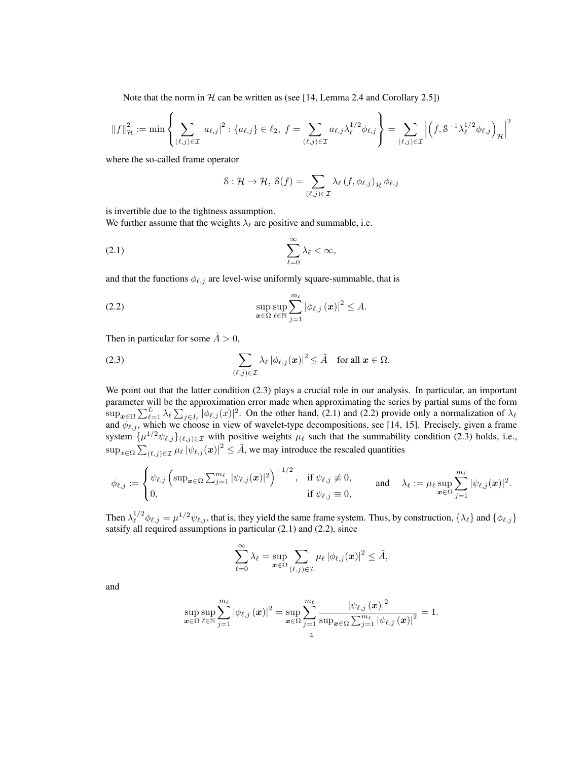Note that the norm in $\mathcal{H}$ can be written as (see [14, Lemma 2.4 and Corollary 2.5])

$$\|f\|_{\mathcal{H}}^2 := \min\left\{ \sum_{(\ell,j)\in\mathcal{I}} |a_{\ell,j}|^2 : \{a_{\ell,j}\} \in \ell_2,\ f = \sum_{(\ell,j)\in\mathcal{I}} a_{\ell,j}\lambda_\ell^{1/2}\phi_{\ell,j} \right\} = \sum_{(\ell,j)\in\mathcal{I}} \left| \left(f, \mathcal{S}^{-1}\lambda_\ell^{1/2}\phi_{\ell,j}\right)_{\mathcal{H}} \right|^2$$

where the so-called frame operator

$$\mathcal{S}: \mathcal{H} \to \mathcal{H},\ \mathcal{S}(f) = \sum_{(\ell,j)\in\mathcal{I}} \lambda_\ell \left(f, \phi_{\ell,j}\right)_{\mathcal{H}} \phi_{\ell,j}$$

is invertible due to the tightness assumption.
We further assume that the weights $\lambda_\ell$ are positive and summable, i.e.

$$\sum_{\ell=0}^{\infty} \lambda_\ell < \infty, \tag{2.1}$$

and that the functions $\phi_{\ell,j}$ are level-wise uniformly square-summable, that is

$$\sup_{\boldsymbol{x}\in\Omega} \sup_{\ell\in\mathbb{N}} \sum_{j=1}^{m_\ell} \left|\phi_{\ell,j}\left(\boldsymbol{x}\right)\right|^2 \leq A. \tag{2.2}$$

Then in particular for some $\tilde{A} > 0$,

$$\sum_{(\ell,j)\in\mathcal{I}} \lambda_\ell \left|\phi_{\ell,j}(\boldsymbol{x})\right|^2 \leq \tilde{A} \quad \text{for all } \boldsymbol{x} \in \Omega. \tag{2.3}$$

We point out that the latter condition (2.3) plays a crucial role in our analysis. In particular, an important parameter will be the approximation error made when approximating the series by partial sums of the form $\sup_{\boldsymbol{x}\in\Omega} \sum_{\ell=1}^{L} \lambda_\ell \sum_{j\in I_\ell} |\phi_{\ell,j}(x)|^2$. On the other hand, (2.1) and (2.2) provide only a normalization of $\lambda_\ell$ and $\phi_{\ell,j}$, which we choose in view of wavelet-type decompositions, see [14, 15]. Precisely, given a frame system $\{\mu^{1/2}\psi_{\ell,j}\}_{(\ell,j)\in\mathcal{I}}$ with positive weights $\mu_\ell$ such that the summability condition (2.3) holds, i.e., $\sup_{x\in\Omega} \sum_{(\ell,j)\in\mathcal{I}} \mu_\ell \left|\psi_{\ell,j}(\boldsymbol{x})\right|^2 \leq \tilde{A}$, we may introduce the rescaled quantities

$$\phi_{\ell,j} := \begin{cases} \psi_{\ell,j} \left(\sup_{\boldsymbol{x}\in\Omega} \sum_{j=1}^{m_\ell} |\psi_{\ell,j}(\boldsymbol{x})|^2\right)^{-1/2}, & \text{if } \psi_{\ell,j} \not\equiv 0, \\ 0, & \text{if } \psi_{\ell,j} \equiv 0, \end{cases} \qquad \text{and} \quad \lambda_\ell := \mu_\ell \sup_{\boldsymbol{x}\in\Omega} \sum_{j=1}^{m_\ell} |\psi_{\ell,j}(\boldsymbol{x})|^2.$$

Then $\lambda_\ell^{1/2}\phi_{\ell,j} = \mu^{1/2}\psi_{\ell,j}$, that is, they yield the same frame system. Thus, by construction, $\{\lambda_\ell\}$ and $\{\phi_{\ell,j}\}$ satsify all required assumptions in particular (2.1) and (2.2), since

$$\sum_{\ell=0}^{\infty} \lambda_\ell = \sup_{\boldsymbol{x}\in\Omega} \sum_{(\ell,j)\in\mathcal{I}} \mu_\ell \left|\phi_{\ell,j}(\boldsymbol{x})\right|^2 \leq \tilde{A},$$

and

$$\sup_{\boldsymbol{x}\in\Omega} \sup_{\ell\in\mathbb{N}} \sum_{j=1}^{m_\ell} \left|\phi_{\ell,j}\left(\boldsymbol{x}\right)\right|^2 = \sup_{\boldsymbol{x}\in\Omega} \sum_{j=1}^{m_\ell} \frac{\left|\psi_{\ell,j}\left(\boldsymbol{x}\right)\right|^2}{\sup_{\boldsymbol{x}\in\Omega} \sum_{j=1}^{m_\ell} \left|\psi_{\ell,j}\left(\boldsymbol{x}\right)\right|^2} = 1.$$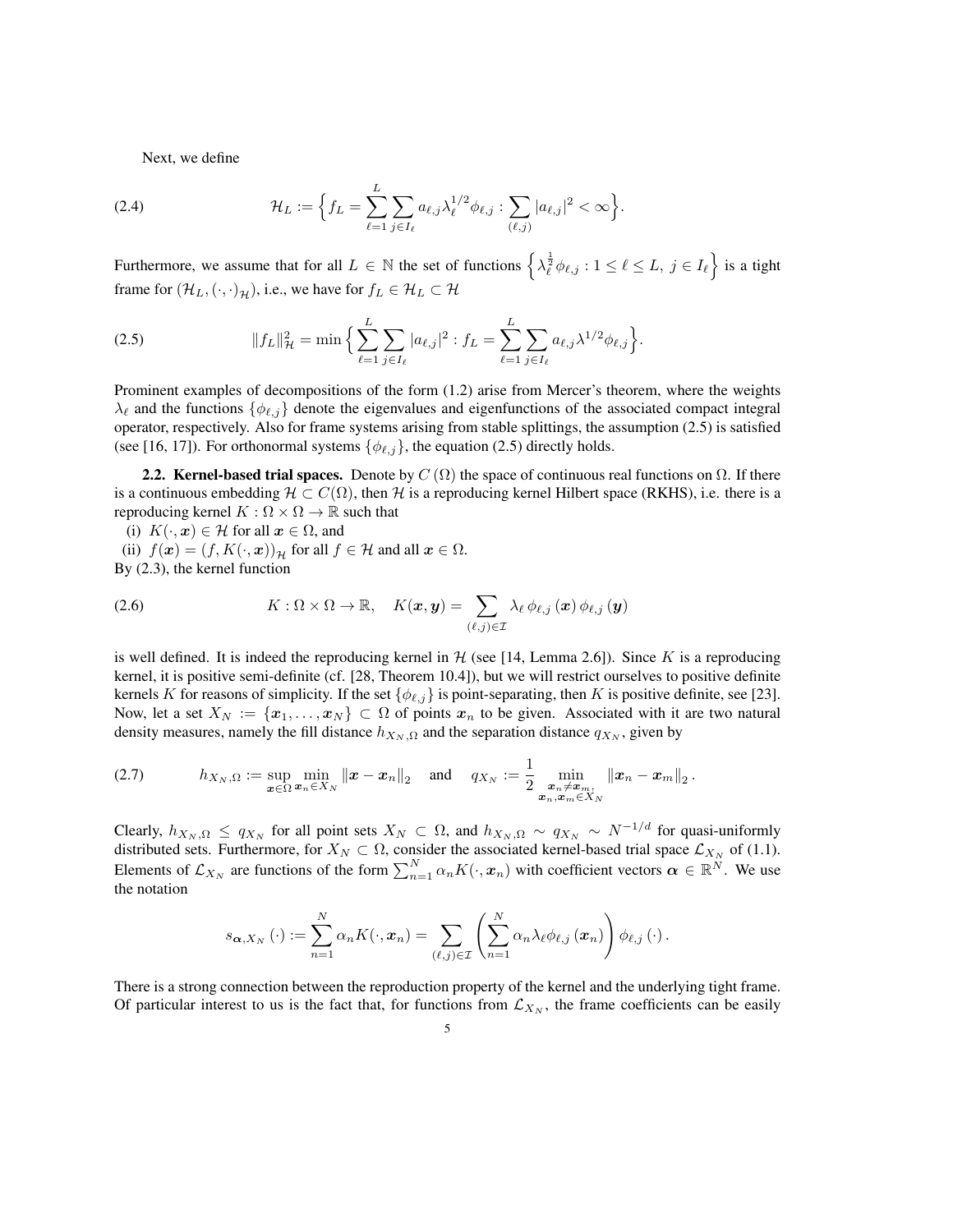Next, we define

$$\mathcal{H}_L := \Big\{ f_L = \sum_{\ell=1}^{L} \sum_{j \in I_\ell} a_{\ell,j} \lambda_\ell^{1/2} \phi_{\ell,j} : \sum_{(\ell,j)} |a_{\ell,j}|^2 < \infty \Big\}. \tag{2.4}$$

Furthermore, we assume that for all $L \in \mathbb{N}$ the set of functions $\Big\{ \lambda_\ell^{\frac{1}{2}} \phi_{\ell,j} : 1 \leq \ell \leq L,\ j \in I_\ell \Big\}$ is a tight frame for $(\mathcal{H}_L, (\cdot,\cdot)_{\mathcal{H}})$, i.e., we have for $f_L \in \mathcal{H}_L \subset \mathcal{H}$

$$\|f_L\|_{\mathcal{H}}^2 = \min \Big\{ \sum_{\ell=1}^{L} \sum_{j \in I_\ell} |a_{\ell,j}|^2 : f_L = \sum_{\ell=1}^{L} \sum_{j \in I_\ell} a_{\ell,j} \lambda^{1/2} \phi_{\ell,j} \Big\}. \tag{2.5}$$

Prominent examples of decompositions of the form (1.2) arise from Mercer's theorem, where the weights $\lambda_\ell$ and the functions $\{\phi_{\ell,j}\}$ denote the eigenvalues and eigenfunctions of the associated compact integral operator, respectively. Also for frame systems arising from stable splittings, the assumption (2.5) is satisfied (see [16, 17]). For orthonormal systems $\{\phi_{\ell,j}\}$, the equation (2.5) directly holds.

**2.2. Kernel-based trial spaces.** Denote by $C(\Omega)$ the space of continuous real functions on $\Omega$. If there is a continuous embedding $\mathcal{H} \subset C(\Omega)$, then $\mathcal{H}$ is a reproducing kernel Hilbert space (RKHS), i.e. there is a reproducing kernel $K : \Omega \times \Omega \to \mathbb{R}$ such that

(i) $K(\cdot, \boldsymbol{x}) \in \mathcal{H}$ for all $\boldsymbol{x} \in \Omega$, and
(ii) $f(\boldsymbol{x}) = (f, K(\cdot, \boldsymbol{x}))_{\mathcal{H}}$ for all $f \in \mathcal{H}$ and all $\boldsymbol{x} \in \Omega$.

By (2.3), the kernel function

$$K : \Omega \times \Omega \to \mathbb{R}, \quad K(\boldsymbol{x}, \boldsymbol{y}) = \sum_{(\ell,j) \in \mathcal{I}} \lambda_\ell \, \phi_{\ell,j}(\boldsymbol{x}) \, \phi_{\ell,j}(\boldsymbol{y}) \tag{2.6}$$

is well defined. It is indeed the reproducing kernel in $\mathcal{H}$ (see [14, Lemma 2.6]). Since $K$ is a reproducing kernel, it is positive semi-definite (cf. [28, Theorem 10.4]), but we will restrict ourselves to positive definite kernels $K$ for reasons of simplicity. If the set $\{\phi_{\ell,j}\}$ is point-separating, then $K$ is positive definite, see [23]. Now, let a set $X_N := \{\boldsymbol{x}_1, \ldots, \boldsymbol{x}_N\} \subset \Omega$ of points $\boldsymbol{x}_n$ to be given. Associated with it are two natural density measures, namely the fill distance $h_{X_N,\Omega}$ and the separation distance $q_{X_N}$, given by

$$h_{X_N,\Omega} := \sup_{\boldsymbol{x} \in \Omega} \min_{\boldsymbol{x}_n \in X_N} \|\boldsymbol{x} - \boldsymbol{x}_n\|_2 \quad \text{and} \quad q_{X_N} := \frac{1}{2} \min_{\substack{\boldsymbol{x}_n \neq \boldsymbol{x}_m, \\ \boldsymbol{x}_n, \boldsymbol{x}_m \in X_N}} \|\boldsymbol{x}_n - \boldsymbol{x}_m\|_2 \,. \tag{2.7}$$

Clearly, $h_{X_N,\Omega} \leq q_{X_N}$ for all point sets $X_N \subset \Omega$, and $h_{X_N,\Omega} \sim q_{X_N} \sim N^{-1/d}$ for quasi-uniformly distributed sets. Furthermore, for $X_N \subset \Omega$, consider the associated kernel-based trial space $\mathcal{L}_{X_N}$ of (1.1). Elements of $\mathcal{L}_{X_N}$ are functions of the form $\sum_{n=1}^{N} \alpha_n K(\cdot, \boldsymbol{x}_n)$ with coefficient vectors $\boldsymbol{\alpha} \in \mathbb{R}^N$. We use the notation

$$s_{\boldsymbol{\alpha}, X_N}(\cdot) := \sum_{n=1}^{N} \alpha_n K(\cdot, \boldsymbol{x}_n) = \sum_{(\ell,j) \in \mathcal{I}} \left( \sum_{n=1}^{N} \alpha_n \lambda_\ell \phi_{\ell,j}(\boldsymbol{x}_n) \right) \phi_{\ell,j}(\cdot) \,.$$

There is a strong connection between the reproduction property of the kernel and the underlying tight frame. Of particular interest to us is the fact that, for functions from $\mathcal{L}_{X_N}$, the frame coefficients can be easily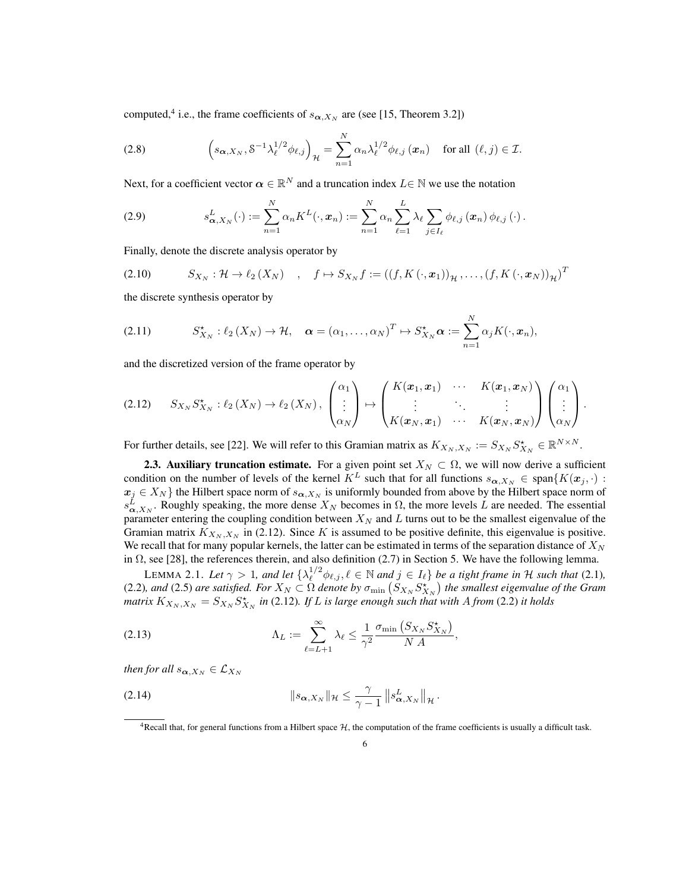computed,[4] i.e., the frame coefficients of $s_{\boldsymbol{\alpha},X_N}$ are (see [15, Theorem 3.2])

$$
\left(s_{\boldsymbol{\alpha},X_N}, \mathcal{S}^{-1}\lambda_\ell^{1/2}\phi_{\ell,j}\right)_{\mathcal{H}} = \sum_{n=1}^{N} \alpha_n \lambda_\ell^{1/2} \phi_{\ell,j}\left(\boldsymbol{x}_n\right) \quad \text{for all } (\ell, j) \in \mathcal{I}. \tag{2.8}
$$

Next, for a coefficient vector $\boldsymbol{\alpha} \in \mathbb{R}^N$ and a truncation index $L \in \mathbb{N}$ we use the notation

$$
s^L_{\boldsymbol{\alpha},X_N}(\cdot) := \sum_{n=1}^{N} \alpha_n K^L(\cdot, \boldsymbol{x}_n) := \sum_{n=1}^{N} \alpha_n \sum_{\ell=1}^{L} \lambda_\ell \sum_{j\in I_\ell} \phi_{\ell,j}\left(\boldsymbol{x}_n\right) \phi_{\ell,j}\left(\cdot\right). \tag{2.9}
$$

Finally, denote the discrete analysis operator by

$$
S_{X_N} : \mathcal{H} \to \ell_2\left(X_N\right) \quad , \quad f \mapsto S_{X_N} f := \left(\left(f, K\left(\cdot, \boldsymbol{x}_1\right)\right)_{\mathcal{H}}, \ldots, \left(f, K\left(\cdot, \boldsymbol{x}_N\right)\right)_{\mathcal{H}}\right)^T \tag{2.10}
$$

the discrete synthesis operator by

$$
S^\star_{X_N} : \ell_2\left(X_N\right) \to \mathcal{H}, \quad \boldsymbol{\alpha} = \left(\alpha_1, \ldots, \alpha_N\right)^T \mapsto S^\star_{X_N}\boldsymbol{\alpha} := \sum_{n=1}^{N} \alpha_j K(\cdot, \boldsymbol{x}_n), \tag{2.11}
$$

and the discretized version of the frame operator by

$$
S_{X_N} S^\star_{X_N} : \ell_2\left(X_N\right) \to \ell_2\left(X_N\right), \begin{pmatrix} \alpha_1 \\ \vdots \\ \alpha_N \end{pmatrix} \mapsto \begin{pmatrix} K(\boldsymbol{x}_1, \boldsymbol{x}_1) & \cdots & K(\boldsymbol{x}_1, \boldsymbol{x}_N) \\ \vdots & \ddots & \vdots \\ K(\boldsymbol{x}_N, \boldsymbol{x}_1) & \cdots & K(\boldsymbol{x}_N, \boldsymbol{x}_N) \end{pmatrix} \begin{pmatrix} \alpha_1 \\ \vdots \\ \alpha_N \end{pmatrix}. \tag{2.12}
$$

For further details, see [22]. We will refer to this Gramian matrix as $K_{X_N,X_N} := S_{X_N} S^\star_{X_N} \in \mathbb{R}^{N\times N}$.

**2.3. Auxiliary truncation estimate.** For a given point set $X_N \subset \Omega$, we will now derive a sufficient condition on the number of levels of the kernel $K^L$ such that for all functions $s_{\boldsymbol{\alpha},X_N} \in \operatorname{span}\{K(\boldsymbol{x}_j, \cdot) : \boldsymbol{x}_j \in X_N\}$ the Hilbert space norm of $s_{\boldsymbol{\alpha},X_N}$ is uniformly bounded from above by the Hilbert space norm of $s^L_{\boldsymbol{\alpha},X_N}$. Roughly speaking, the more dense $X_N$ becomes in $\Omega$, the more levels $L$ are needed. The essential parameter entering the coupling condition between $X_N$ and $L$ turns out to be the smallest eigenvalue of the Gramian matrix $K_{X_N,X_N}$ in (2.12). Since $K$ is assumed to be positive definite, this eigenvalue is positive. We recall that for many popular kernels, the latter can be estimated in terms of the separation distance of $X_N$ in $\Omega$, see [28], the references therein, and also definition (2.7) in Section 5. We have the following lemma.

LEMMA 2.1. *Let $\gamma > 1$, and let $\{\lambda_\ell^{1/2}\phi_{\ell,j}, \ell \in \mathbb{N}$ and $j \in I_\ell\}$ be a tight frame in $\mathcal{H}$ such that* (2.1)*,* (2.2)*, and* (2.5) *are satisfied. For $X_N \subset \Omega$ denote by $\sigma_{\min}\left(S_{X_N} S^\star_{X_N}\right)$ the smallest eigenvalue of the Gram matrix $K_{X_N,X_N} = S_{X_N} S^\star_{X_N}$ in* (2.12)*. If $L$ is large enough such that with $A$ from* (2.2) *it holds*

$$
\Lambda_L := \sum_{\ell=L+1}^{\infty} \lambda_\ell \leq \frac{1}{\gamma^2} \frac{\sigma_{\min}\left(S_{X_N} S^\star_{X_N}\right)}{N\,A}, \tag{2.13}
$$

*then for all $s_{\boldsymbol{\alpha},X_N} \in \mathcal{L}_{X_N}$*

$$
\|s_{\boldsymbol{\alpha},X_N}\|_{\mathcal{H}} \leq \frac{\gamma}{\gamma - 1} \left\|s^L_{\boldsymbol{\alpha},X_N}\right\|_{\mathcal{H}}. \tag{2.14}
$$

[4] Recall that, for general functions from a Hilbert space $\mathcal{H}$, the computation of the frame coefficients is usually a difficult task.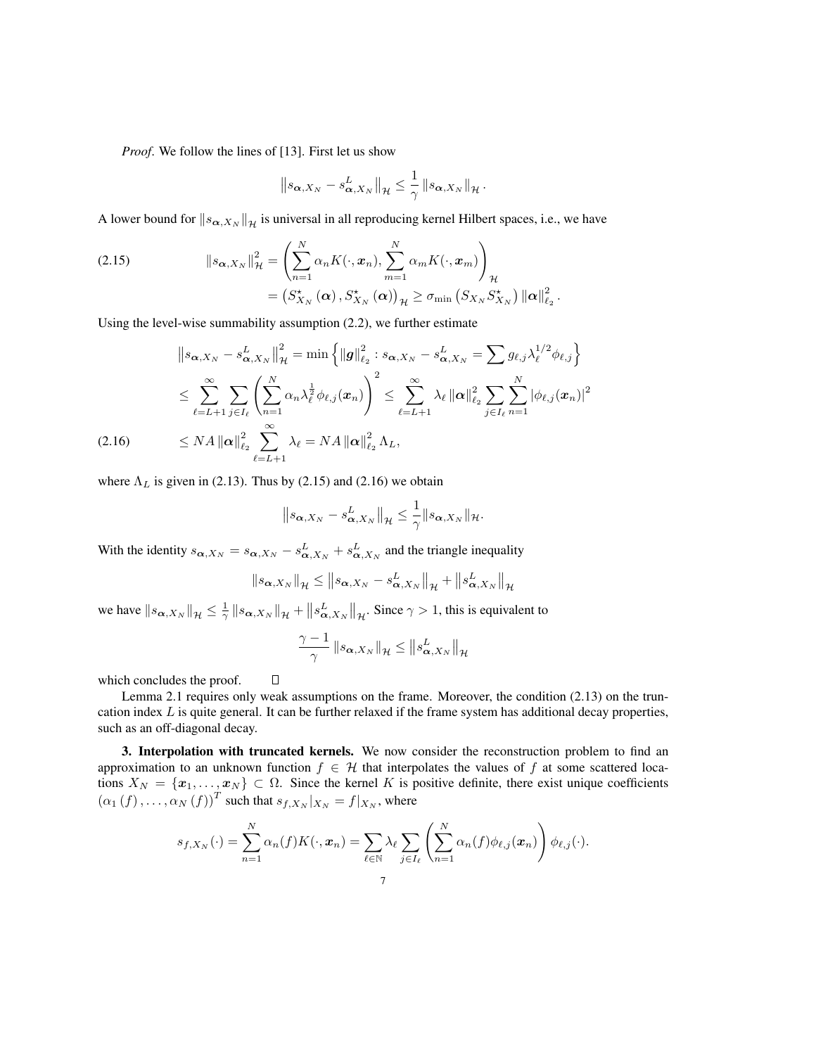*Proof*. We follow the lines of [13]. First let us show

$$\left\| s_{\boldsymbol{\alpha},X_N} - s^L_{\boldsymbol{\alpha},X_N} \right\|_{\mathcal{H}} \leq \frac{1}{\gamma} \left\| s_{\boldsymbol{\alpha},X_N} \right\|_{\mathcal{H}}.$$

A lower bound for $\left\| s_{\boldsymbol{\alpha},X_N} \right\|_{\mathcal{H}}$ is universal in all reproducing kernel Hilbert spaces, i.e., we have

$$\begin{aligned}
\left\| s_{\boldsymbol{\alpha},X_N} \right\|^2_{\mathcal{H}} &= \left( \sum_{n=1}^N \alpha_n K(\cdot, \boldsymbol{x}_n), \sum_{m=1}^N \alpha_m K(\cdot, \boldsymbol{x}_m) \right)_{\mathcal{H}} \\
&= \left( S^\star_{X_N}(\boldsymbol{\alpha}), S^\star_{X_N}(\boldsymbol{\alpha}) \right)_{\mathcal{H}} \geq \sigma_{\min}\left( S_{X_N} S^\star_{X_N} \right) \left\| \boldsymbol{\alpha} \right\|^2_{\ell_2}.
\end{aligned} \tag{2.15}$$

Using the level-wise summability assumption (2.2), we further estimate

$$\begin{aligned}
\left\| s_{\boldsymbol{\alpha},X_N} - s^L_{\boldsymbol{\alpha},X_N} \right\|^2_{\mathcal{H}} &= \min \left\{ \left\| \boldsymbol{g} \right\|^2_{\ell_2} : s_{\boldsymbol{\alpha},X_N} - s^L_{\boldsymbol{\alpha},X_N} = \sum g_{\ell,j} \lambda_\ell^{1/2} \phi_{\ell,j} \right\} \\
&\leq \sum_{\ell=L+1}^\infty \sum_{j \in I_\ell} \left( \sum_{n=1}^N \alpha_n \lambda_\ell^{\frac{1}{2}} \phi_{\ell,j}(\boldsymbol{x}_n) \right)^2 \leq \sum_{\ell=L+1}^\infty \lambda_\ell \left\| \boldsymbol{\alpha} \right\|^2_{\ell_2} \sum_{j \in I_\ell} \sum_{n=1}^N \left| \phi_{\ell,j}(\boldsymbol{x}_n) \right|^2 \\
&\leq NA \left\| \boldsymbol{\alpha} \right\|^2_{\ell_2} \sum_{\ell=L+1}^\infty \lambda_\ell = NA \left\| \boldsymbol{\alpha} \right\|^2_{\ell_2} \Lambda_L,
\end{aligned} \tag{2.16}$$

where $\Lambda_L$ is given in (2.13). Thus by (2.15) and (2.16) we obtain

$$\left\| s_{\boldsymbol{\alpha},X_N} - s^L_{\boldsymbol{\alpha},X_N} \right\|_{\mathcal{H}} \leq \frac{1}{\gamma} \| s_{\boldsymbol{\alpha},X_N} \|_{\mathcal{H}}.$$

With the identity $s_{\boldsymbol{\alpha},X_N} = s_{\boldsymbol{\alpha},X_N} - s^L_{\boldsymbol{\alpha},X_N} + s^L_{\boldsymbol{\alpha},X_N}$ and the triangle inequality

$$\left\| s_{\boldsymbol{\alpha},X_N} \right\|_{\mathcal{H}} \leq \left\| s_{\boldsymbol{\alpha},X_N} - s^L_{\boldsymbol{\alpha},X_N} \right\|_{\mathcal{H}} + \left\| s^L_{\boldsymbol{\alpha},X_N} \right\|_{\mathcal{H}}$$

we have $\left\| s_{\boldsymbol{\alpha},X_N} \right\|_{\mathcal{H}} \leq \frac{1}{\gamma} \left\| s_{\boldsymbol{\alpha},X_N} \right\|_{\mathcal{H}} + \left\| s^L_{\boldsymbol{\alpha},X_N} \right\|_{\mathcal{H}}$. Since $\gamma > 1$, this is equivalent to

$$\frac{\gamma - 1}{\gamma} \left\| s_{\boldsymbol{\alpha},X_N} \right\|_{\mathcal{H}} \leq \left\| s^L_{\boldsymbol{\alpha},X_N} \right\|_{\mathcal{H}}$$

which concludes the proof. $\square$

Lemma 2.1 requires only weak assumptions on the frame. Moreover, the condition (2.13) on the truncation index $L$ is quite general. It can be further relaxed if the frame system has additional decay properties, such as an off-diagonal decay.

**3. Interpolation with truncated kernels.** We now consider the reconstruction problem to find an approximation to an unknown function $f \in \mathcal{H}$ that interpolates the values of $f$ at some scattered locations $X_N = \{\boldsymbol{x}_1, \ldots, \boldsymbol{x}_N\} \subset \Omega$. Since the kernel $K$ is positive definite, there exist unique coefficients $(\alpha_1(f), \ldots, \alpha_N(f))^T$ such that $s_{f,X_N}|_{X_N} = f|_{X_N}$, where

$$s_{f,X_N}(\cdot) = \sum_{n=1}^N \alpha_n(f) K(\cdot, \boldsymbol{x}_n) = \sum_{\ell \in \mathbb{N}} \lambda_\ell \sum_{j \in I_\ell} \left( \sum_{n=1}^N \alpha_n(f) \phi_{\ell,j}(\boldsymbol{x}_n) \right) \phi_{\ell,j}(\cdot).$$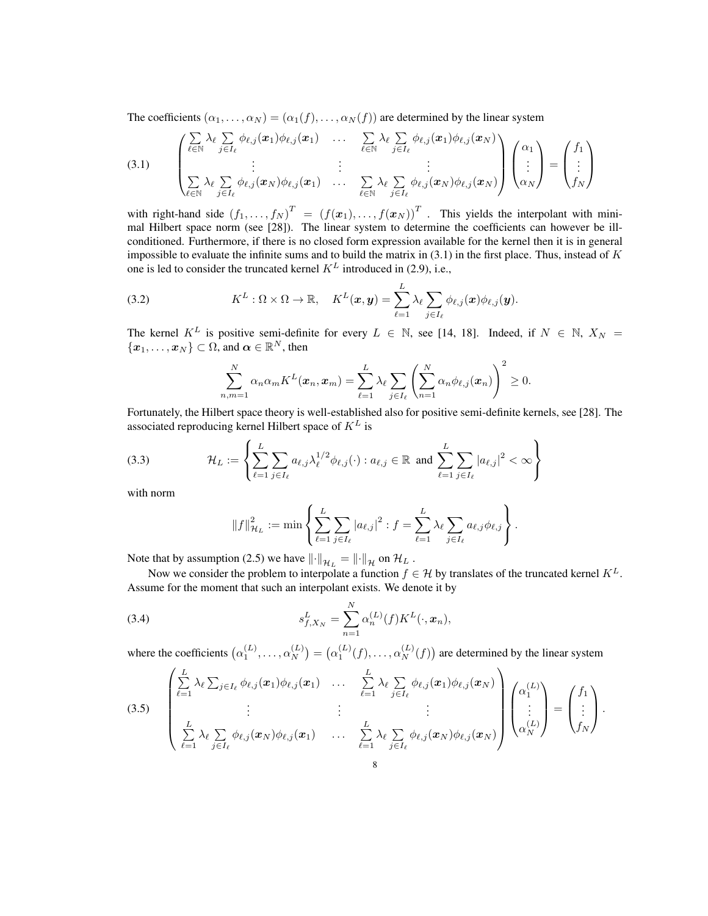The coefficients $(\alpha_1, \ldots, \alpha_N) = (\alpha_1(f), \ldots, \alpha_N(f))$ are determined by the linear system

$$
\begin{pmatrix}
\sum\limits_{\ell \in \mathbb{N}} \lambda_\ell \sum\limits_{j \in I_\ell} \phi_{\ell,j}(\boldsymbol{x}_1)\phi_{\ell,j}(\boldsymbol{x}_1) & \ldots & \sum\limits_{\ell \in \mathbb{N}} \lambda_\ell \sum\limits_{j \in I_\ell} \phi_{\ell,j}(\boldsymbol{x}_1)\phi_{\ell,j}(\boldsymbol{x}_N) \\
\vdots & \vdots & \vdots \\
\sum\limits_{\ell \in \mathbb{N}} \lambda_\ell \sum\limits_{j \in I_\ell} \phi_{\ell,j}(\boldsymbol{x}_N)\phi_{\ell,j}(\boldsymbol{x}_1) & \ldots & \sum\limits_{\ell \in \mathbb{N}} \lambda_\ell \sum\limits_{j \in I_\ell} \phi_{\ell,j}(\boldsymbol{x}_N)\phi_{\ell,j}(\boldsymbol{x}_N)
\end{pmatrix}
\begin{pmatrix} \alpha_1 \\ \vdots \\ \alpha_N \end{pmatrix}
=
\begin{pmatrix} f_1 \\ \vdots \\ f_N \end{pmatrix}
\tag{3.1}
$$

with right-hand side $(f_1, \ldots, f_N)^T = (f(\boldsymbol{x}_1), \ldots, f(\boldsymbol{x}_N))^T$. This yields the interpolant with minimal Hilbert space norm (see [28]). The linear system to determine the coefficients can however be ill-conditioned. Furthermore, if there is no closed form expression available for the kernel then it is in general impossible to evaluate the infinite sums and to build the matrix in (3.1) in the first place. Thus, instead of $K$ one is led to consider the truncated kernel $K^L$ introduced in (2.9), i.e.,

$$
K^L : \Omega \times \Omega \to \mathbb{R}, \quad K^L(\boldsymbol{x}, \boldsymbol{y}) = \sum_{\ell=1}^{L} \lambda_\ell \sum_{j \in I_\ell} \phi_{\ell,j}(\boldsymbol{x})\phi_{\ell,j}(\boldsymbol{y}). \tag{3.2}
$$

The kernel $K^L$ is positive semi-definite for every $L \in \mathbb{N}$, see [14, 18]. Indeed, if $N \in \mathbb{N}$, $X_N = \{\boldsymbol{x}_1, \ldots, \boldsymbol{x}_N\} \subset \Omega$, and $\boldsymbol{\alpha} \in \mathbb{R}^N$, then

$$
\sum_{n,m=1}^{N} \alpha_n \alpha_m K^L(\boldsymbol{x}_n, \boldsymbol{x}_m) = \sum_{\ell=1}^{L} \lambda_\ell \sum_{j \in I_\ell} \left( \sum_{n=1}^{N} \alpha_n \phi_{\ell,j}(\boldsymbol{x}_n) \right)^2 \geq 0.
$$

Fortunately, the Hilbert space theory is well-established also for positive semi-definite kernels, see [28]. The associated reproducing kernel Hilbert space of $K^L$ is

$$
\mathcal{H}_L := \left\{ \sum_{\ell=1}^{L} \sum_{j \in I_\ell} a_{\ell,j} \lambda_\ell^{1/2} \phi_{\ell,j}(\cdot) : a_{\ell,j} \in \mathbb{R} \text{ and } \sum_{\ell=1}^{L} \sum_{j \in I_\ell} |a_{\ell,j}|^2 < \infty \right\} \tag{3.3}
$$

with norm

$$
\|f\|_{\mathcal{H}_L}^2 := \min \left\{ \sum_{\ell=1}^{L} \sum_{j \in I_\ell} |a_{\ell,j}|^2 : f = \sum_{\ell=1}^{L} \lambda_\ell \sum_{j \in I_\ell} a_{\ell,j} \phi_{\ell,j} \right\}.
$$

Note that by assumption (2.5) we have $\|\cdot\|_{\mathcal{H}_L} = \|\cdot\|_{\mathcal{H}}$ on $\mathcal{H}_L$.

Now we consider the problem to interpolate a function $f \in \mathcal{H}$ by translates of the truncated kernel $K^L$. Assume for the moment that such an interpolant exists. We denote it by

$$
s_{f,X_N}^L = \sum_{n=1}^{N} \alpha_n^{(L)}(f) K^L(\cdot, \boldsymbol{x}_n), \tag{3.4}
$$

where the coefficients $\left(\alpha_1^{(L)}, \ldots, \alpha_N^{(L)}\right) = \left(\alpha_1^{(L)}(f), \ldots, \alpha_N^{(L)}(f)\right)$ are determined by the linear system

$$
\begin{pmatrix}
\sum\limits_{\ell=1}^{L} \lambda_\ell \sum_{j \in I_\ell} \phi_{\ell,j}(\boldsymbol{x}_1)\phi_{\ell,j}(\boldsymbol{x}_1) & \ldots & \sum\limits_{\ell=1}^{L} \lambda_\ell \sum\limits_{j \in I_\ell} \phi_{\ell,j}(\boldsymbol{x}_1)\phi_{\ell,j}(\boldsymbol{x}_N) \\
\vdots & \vdots & \vdots \\
\sum\limits_{\ell=1}^{L} \lambda_\ell \sum\limits_{j \in I_\ell} \phi_{\ell,j}(\boldsymbol{x}_N)\phi_{\ell,j}(\boldsymbol{x}_1) & \ldots & \sum\limits_{\ell=1}^{L} \lambda_\ell \sum\limits_{j \in I_\ell} \phi_{\ell,j}(\boldsymbol{x}_N)\phi_{\ell,j}(\boldsymbol{x}_N)
\end{pmatrix}
\begin{pmatrix} \alpha_1^{(L)} \\ \vdots \\ \alpha_N^{(L)} \end{pmatrix}
=
\begin{pmatrix} f_1 \\ \vdots \\ f_N \end{pmatrix}.
\tag{3.5}
$$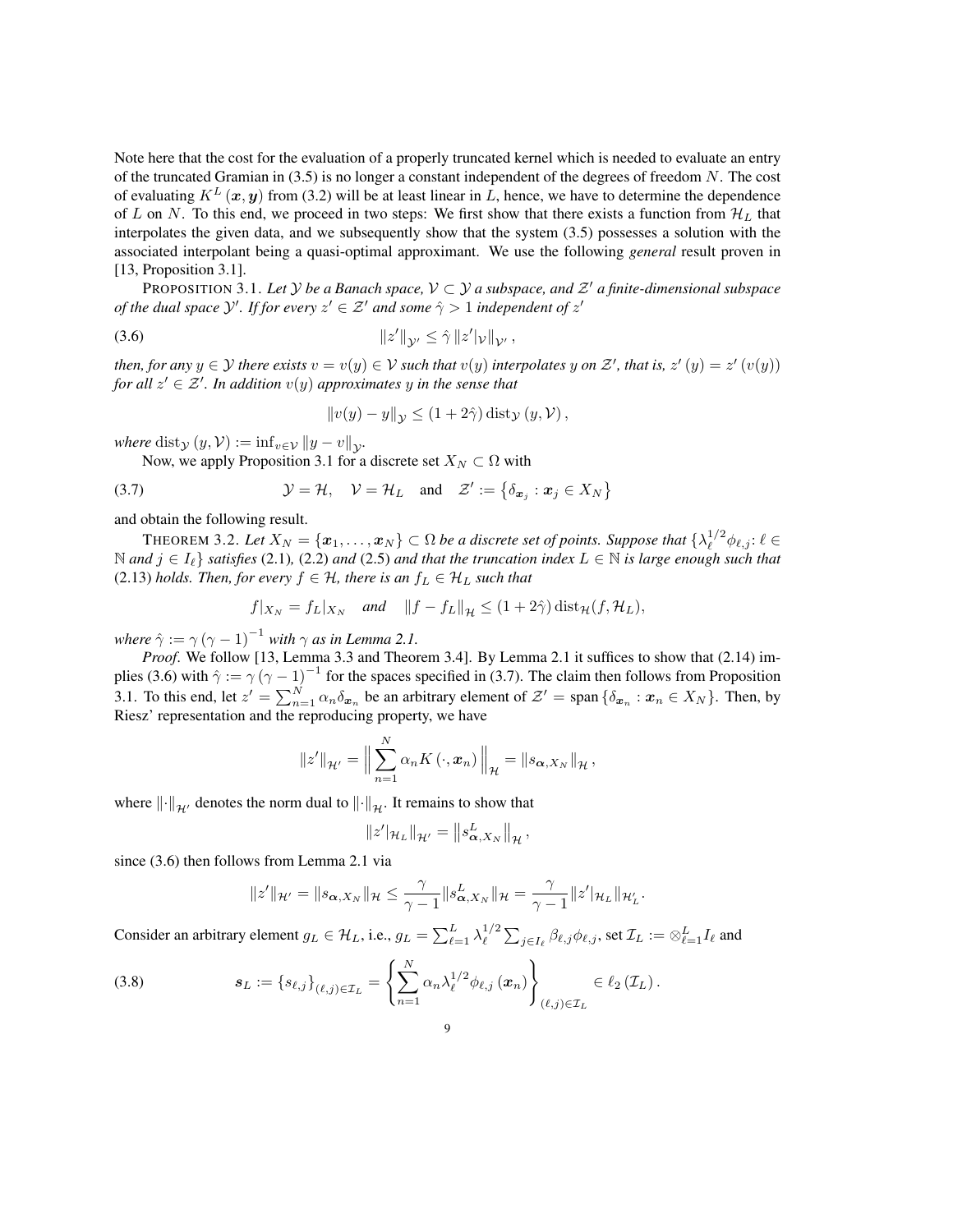Note here that the cost for the evaluation of a properly truncated kernel which is needed to evaluate an entry of the truncated Gramian in (3.5) is no longer a constant independent of the degrees of freedom $N$. The cost of evaluating $K^L(\boldsymbol{x}, \boldsymbol{y})$ from (3.2) will be at least linear in $L$, hence, we have to determine the dependence of $L$ on $N$. To this end, we proceed in two steps: We first show that there exists a function from $\mathcal{H}_L$ that interpolates the given data, and we subsequently show that the system (3.5) possesses a solution with the associated interpolant being a quasi-optimal approximant. We use the following *general* result proven in [13, Proposition 3.1].

PROPOSITION 3.1. *Let $\mathcal{Y}$ be a Banach space, $\mathcal{V} \subset \mathcal{Y}$ a subspace, and $\mathcal{Z}'$ a finite-dimensional subspace of the dual space $\mathcal{Y}'$. If for every $z' \in \mathcal{Z}'$ and some $\hat{\gamma} > 1$ independent of $z'$*

$$\|z'\|_{\mathcal{Y}'} \leq \hat{\gamma} \, \|z'|_{\mathcal{V}}\|_{\mathcal{V}'}, \tag{3.6}$$

*then, for any $y \in \mathcal{Y}$ there exists $v = v(y) \in \mathcal{V}$ such that $v(y)$ interpolates $y$ on $\mathcal{Z}'$, that is, $z'(y) = z'(v(y))$ for all $z' \in \mathcal{Z}'$. In addition $v(y)$ approximates $y$ in the sense that*

$$\|v(y) - y\|_{\mathcal{Y}} \leq (1 + 2\hat{\gamma}) \operatorname{dist}_{\mathcal{Y}}(y, \mathcal{V}),$$

*where* $\operatorname{dist}_{\mathcal{Y}}(y, \mathcal{V}) := \inf_{v \in \mathcal{V}} \|y - v\|_{\mathcal{Y}}$.

Now, we apply Proposition 3.1 for a discrete set $X_N \subset \Omega$ with

$$\mathcal{Y} = \mathcal{H}, \quad \mathcal{V} = \mathcal{H}_L \quad \text{and} \quad \mathcal{Z}' := \left\{\delta_{\boldsymbol{x}_j} : \boldsymbol{x}_j \in X_N\right\} \tag{3.7}$$

and obtain the following result.

THEOREM 3.2. *Let $X_N = \{\boldsymbol{x}_1, \ldots, \boldsymbol{x}_N\} \subset \Omega$ be a discrete set of points. Suppose that $\{\lambda_\ell^{1/2}\phi_{\ell,j} \colon \ell \in \mathbb{N}$ and $j \in I_\ell\}$ satisfies* (2.1)*,* (2.2) *and* (2.5) *and that the truncation index $L \in \mathbb{N}$ is large enough such that* (2.13) *holds. Then, for every $f \in \mathcal{H}$, there is an $f_L \in \mathcal{H}_L$ such that*

$$f|_{X_N} = f_L|_{X_N} \quad \textit{and} \quad \|f - f_L\|_{\mathcal{H}} \leq (1 + 2\hat{\gamma}) \operatorname{dist}_{\mathcal{H}}(f, \mathcal{H}_L),$$

*where $\hat{\gamma} := \gamma(\gamma - 1)^{-1}$ with $\gamma$ as in Lemma 2.1.*

*Proof*. We follow [13, Lemma 3.3 and Theorem 3.4]. By Lemma 2.1 it suffices to show that (2.14) implies (3.6) with $\hat{\gamma} := \gamma(\gamma - 1)^{-1}$ for the spaces specified in (3.7). The claim then follows from Proposition 3.1. To this end, let $z' = \sum_{n=1}^{N} \alpha_n \delta_{\boldsymbol{x}_n}$ be an arbitrary element of $\mathcal{Z}' = \operatorname{span}\{\delta_{\boldsymbol{x}_n} : \boldsymbol{x}_n \in X_N\}$. Then, by Riesz' representation and the reproducing property, we have

$$\|z'\|_{\mathcal{H}'} = \Big\| \sum_{n=1}^{N} \alpha_n K(\cdot, \boldsymbol{x}_n) \Big\|_{\mathcal{H}} = \|s_{\boldsymbol{\alpha}, X_N}\|_{\mathcal{H}},$$

where $\|\cdot\|_{\mathcal{H}'}$ denotes the norm dual to $\|\cdot\|_{\mathcal{H}}$. It remains to show that

$$\|z'|_{\mathcal{H}_L}\|_{\mathcal{H}'} = \left\|s^L_{\boldsymbol{\alpha}, X_N}\right\|_{\mathcal{H}},$$

since (3.6) then follows from Lemma 2.1 via

$$\|z'\|_{\mathcal{H}'} = \|s_{\boldsymbol{\alpha}, X_N}\|_{\mathcal{H}} \leq \frac{\gamma}{\gamma - 1} \|s^L_{\boldsymbol{\alpha}, X_N}\|_{\mathcal{H}} = \frac{\gamma}{\gamma - 1} \|z'|_{\mathcal{H}_L}\|_{\mathcal{H}'_L}.$$

Consider an arbitrary element $g_L \in \mathcal{H}_L$, i.e., $g_L = \sum_{\ell=1}^{L} \lambda_\ell^{1/2} \sum_{j \in I_\ell} \beta_{\ell,j} \phi_{\ell,j}$, set $\mathcal{I}_L := \otimes_{\ell=1}^{L} I_\ell$ and

$$\boldsymbol{s}_L := \{s_{\ell,j}\}_{(\ell,j) \in \mathcal{I}_L} = \left\{ \sum_{n=1}^{N} \alpha_n \lambda_\ell^{1/2} \phi_{\ell,j}(\boldsymbol{x}_n) \right\}_{(\ell,j) \in \mathcal{I}_L} \in \ell_2(\mathcal{I}_L). \tag{3.8}$$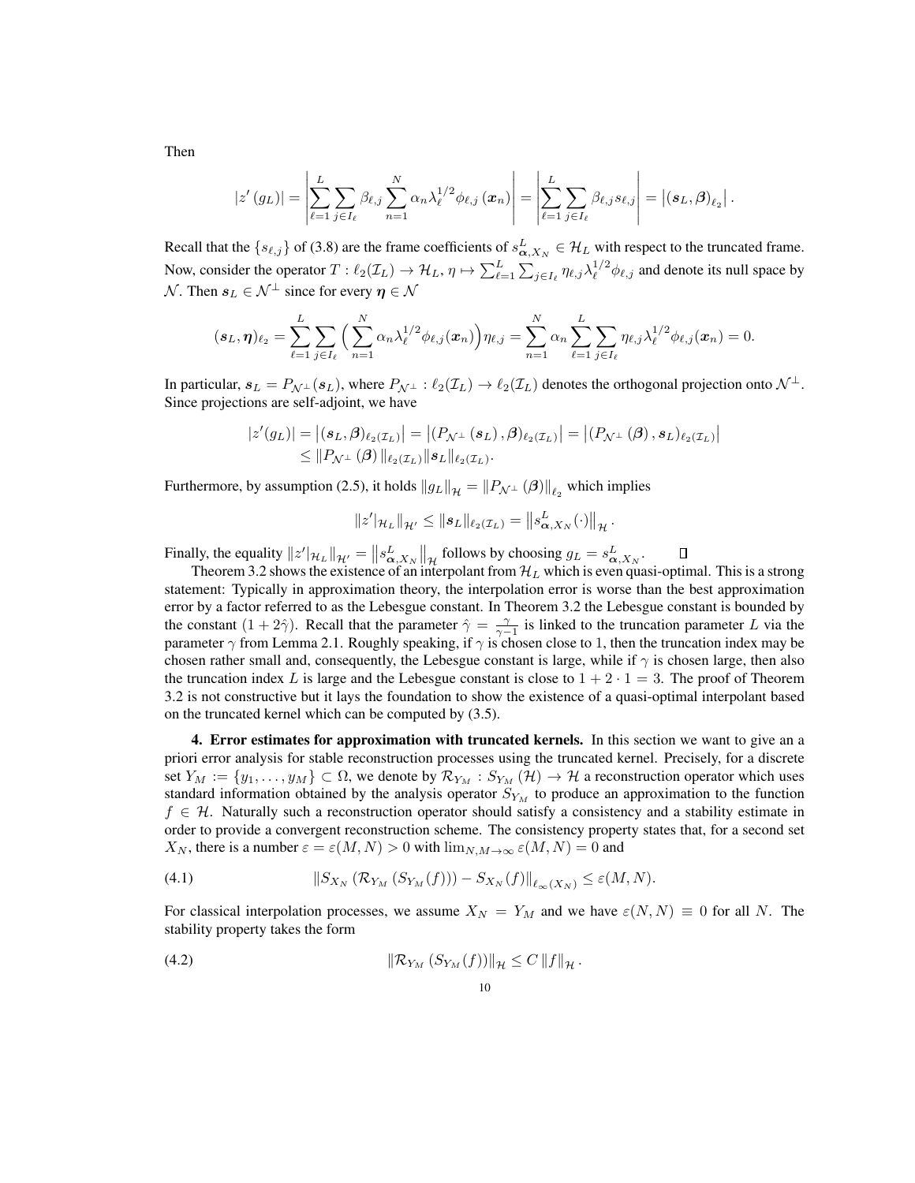Then

$$|z'(g_L)| = \left| \sum_{\ell=1}^{L} \sum_{j \in I_\ell} \beta_{\ell,j} \sum_{n=1}^{N} \alpha_n \lambda_\ell^{1/2} \phi_{\ell,j}(\boldsymbol{x}_n) \right| = \left| \sum_{\ell=1}^{L} \sum_{j \in I_\ell} \beta_{\ell,j} s_{\ell,j} \right| = \left| (\boldsymbol{s}_L, \boldsymbol{\beta})_{\ell_2} \right|.$$

Recall that the $\{s_{\ell,j}\}$ of (3.8) are the frame coefficients of $s^L_{\boldsymbol{\alpha},X_N} \in \mathcal{H}_L$ with respect to the truncated frame. Now, consider the operator $T : \ell_2(\mathcal{I}_L) \to \mathcal{H}_L$, $\eta \mapsto \sum_{\ell=1}^{L} \sum_{j \in I_\ell} \eta_{\ell,j} \lambda_\ell^{1/2} \phi_{\ell,j}$ and denote its null space by $\mathcal{N}$. Then $\boldsymbol{s}_L \in \mathcal{N}^\perp$ since for every $\boldsymbol{\eta} \in \mathcal{N}$

$$(\boldsymbol{s}_L, \boldsymbol{\eta})_{\ell_2} = \sum_{\ell=1}^{L} \sum_{j \in I_\ell} \Big( \sum_{n=1}^{N} \alpha_n \lambda_\ell^{1/2} \phi_{\ell,j}(\boldsymbol{x}_n) \Big) \eta_{\ell,j} = \sum_{n=1}^{N} \alpha_n \sum_{\ell=1}^{L} \sum_{j \in I_\ell} \eta_{\ell,j} \lambda_\ell^{1/2} \phi_{\ell,j}(\boldsymbol{x}_n) = 0.$$

In particular, $\boldsymbol{s}_L = P_{\mathcal{N}^\perp}(\boldsymbol{s}_L)$, where $P_{\mathcal{N}^\perp} : \ell_2(\mathcal{I}_L) \to \ell_2(\mathcal{I}_L)$ denotes the orthogonal projection onto $\mathcal{N}^\perp$. Since projections are self-adjoint, we have

$$\begin{aligned} |z'(g_L)| &= \left| (\boldsymbol{s}_L, \boldsymbol{\beta})_{\ell_2(\mathcal{I}_L)} \right| = \left| \left(P_{\mathcal{N}^\perp}(\boldsymbol{s}_L), \boldsymbol{\beta}\right)_{\ell_2(\mathcal{I}_L)} \right| = \left| \left(P_{\mathcal{N}^\perp}(\boldsymbol{\beta}), \boldsymbol{s}_L\right)_{\ell_2(\mathcal{I}_L)} \right| \\ &\leq \| P_{\mathcal{N}^\perp}(\boldsymbol{\beta}) \|_{\ell_2(\mathcal{I}_L)} \| \boldsymbol{s}_L \|_{\ell_2(\mathcal{I}_L)}. \end{aligned}$$

Furthermore, by assumption (2.5), it holds $\|g_L\|_{\mathcal{H}} = \|P_{\mathcal{N}^\perp}(\boldsymbol{\beta})\|_{\ell_2}$ which implies

$$\| z'|_{\mathcal{H}_L} \|_{\mathcal{H}'} \leq \| \boldsymbol{s}_L \|_{\ell_2(\mathcal{I}_L)} = \left\| s^L_{\boldsymbol{\alpha},X_N}(\cdot) \right\|_{\mathcal{H}}.$$

Finally, the equality $\| z'|_{\mathcal{H}_L} \|_{\mathcal{H}'} = \left\| s^L_{\boldsymbol{\alpha},X_N} \right\|_{\mathcal{H}}$ follows by choosing $g_L = s^L_{\boldsymbol{\alpha},X_N}$. ◻

Theorem 3.2 shows the existence of an interpolant from $\mathcal{H}_L$ which is even quasi-optimal. This is a strong statement: Typically in approximation theory, the interpolation error is worse than the best approximation error by a factor referred to as the Lebesgue constant. In Theorem 3.2 the Lebesgue constant is bounded by the constant $(1 + 2\hat{\gamma})$. Recall that the parameter $\hat{\gamma} = \frac{\gamma}{\gamma - 1}$ is linked to the truncation parameter $L$ via the parameter $\gamma$ from Lemma 2.1. Roughly speaking, if $\gamma$ is chosen close to 1, then the truncation index may be chosen rather small and, consequently, the Lebesgue constant is large, while if $\gamma$ is chosen large, then also the truncation index $L$ is large and the Lebesgue constant is close to $1 + 2 \cdot 1 = 3$. The proof of Theorem 3.2 is not constructive but it lays the foundation to show the existence of a quasi-optimal interpolant based on the truncated kernel which can be computed by (3.5).

**4. Error estimates for approximation with truncated kernels.** In this section we want to give an a priori error analysis for stable reconstruction processes using the truncated kernel. Precisely, for a discrete set $Y_M := \{y_1, \ldots, y_M\} \subset \Omega$, we denote by $\mathcal{R}_{Y_M} : S_{Y_M}(\mathcal{H}) \to \mathcal{H}$ a reconstruction operator which uses standard information obtained by the analysis operator $S_{Y_M}$ to produce an approximation to the function $f \in \mathcal{H}$. Naturally such a reconstruction operator should satisfy a consistency and a stability estimate in order to provide a convergent reconstruction scheme. The consistency property states that, for a second set $X_N$, there is a number $\varepsilon = \varepsilon(M, N) > 0$ with $\lim_{N,M \to \infty} \varepsilon(M, N) = 0$ and

$$\| S_{X_N}\left(\mathcal{R}_{Y_M}\left(S_{Y_M}(f)\right)\right) - S_{X_N}(f) \|_{\ell_\infty(X_N)} \leq \varepsilon(M, N). \tag{4.1}$$

For classical interpolation processes, we assume $X_N = Y_M$ and we have $\varepsilon(N, N) \equiv 0$ for all $N$. The stability property takes the form

$$\| \mathcal{R}_{Y_M}\left(S_{Y_M}(f)\right) \|_{\mathcal{H}} \leq C \, \|f\|_{\mathcal{H}}. \tag{4.2}$$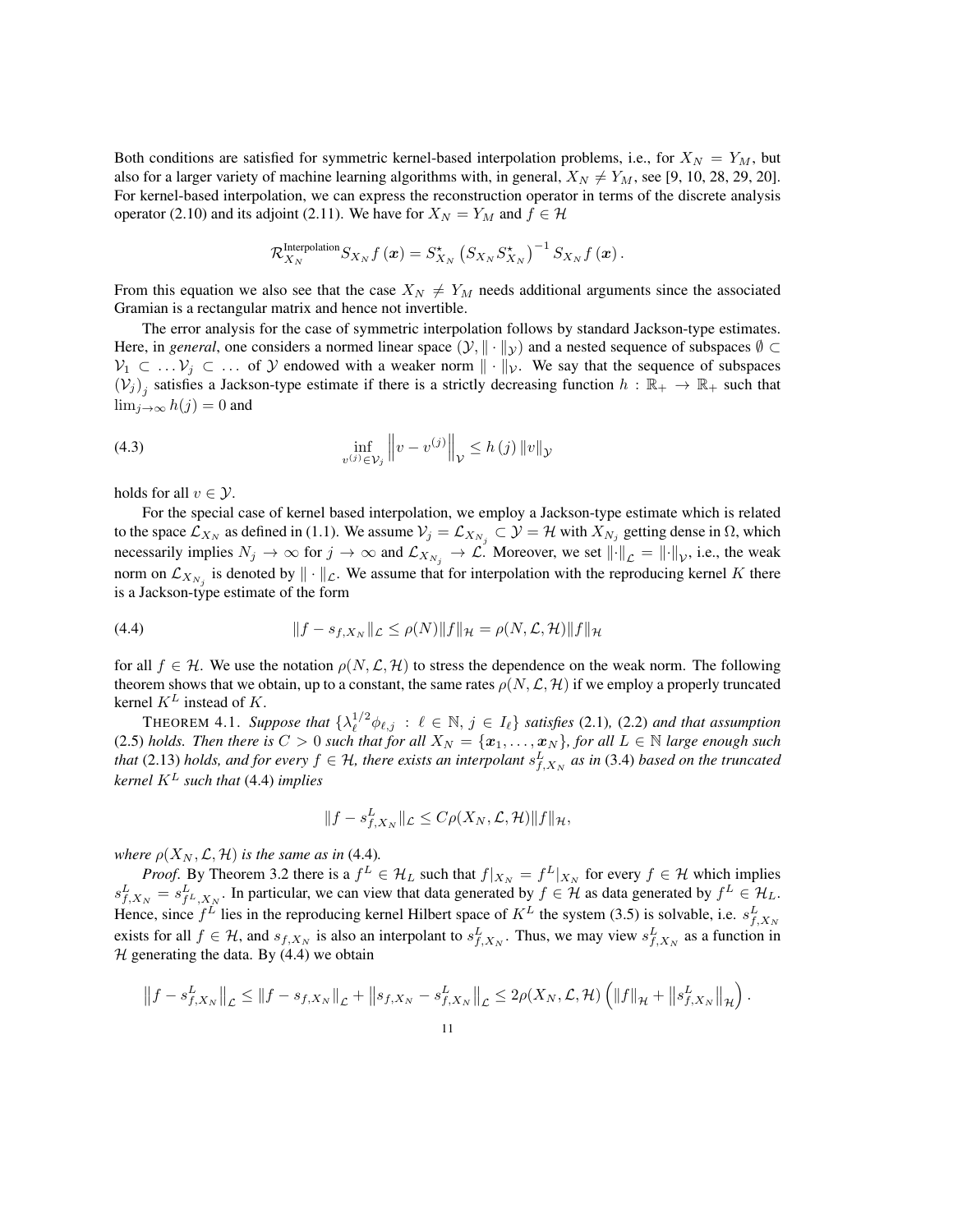Both conditions are satisfied for symmetric kernel-based interpolation problems, i.e., for $X_N = Y_M$, but also for a larger variety of machine learning algorithms with, in general, $X_N \neq Y_M$, see [9, 10, 28, 29, 20]. For kernel-based interpolation, we can express the reconstruction operator in terms of the discrete analysis operator (2.10) and its adjoint (2.11). We have for $X_N = Y_M$ and $f \in \mathcal{H}$

$$\mathcal{R}_{X_N}^{\text{Interpolation}} S_{X_N} f(\boldsymbol{x}) = S_{X_N}^{\star} \left( S_{X_N} S_{X_N}^{\star} \right)^{-1} S_{X_N} f(\boldsymbol{x}).$$

From this equation we also see that the case $X_N \neq Y_M$ needs additional arguments since the associated Gramian is a rectangular matrix and hence not invertible.

The error analysis for the case of symmetric interpolation follows by standard Jackson-type estimates. Here, in *general*, one considers a normed linear space $(\mathcal{Y}, \|\cdot\|_{\mathcal{Y}})$ and a nested sequence of subspaces $\emptyset \subset \mathcal{V}_1 \subset \dots \mathcal{V}_j \subset \dots$ of $\mathcal{Y}$ endowed with a weaker norm $\|\cdot\|_{\mathcal{V}}$. We say that the sequence of subspaces $(\mathcal{V}_j)_j$ satisfies a Jackson-type estimate if there is a strictly decreasing function $h : \mathbb{R}_+ \to \mathbb{R}_+$ such that $\lim_{j\to\infty} h(j) = 0$ and

$$\inf_{v^{(j)} \in \mathcal{V}_j} \left\| v - v^{(j)} \right\|_{\mathcal{V}} \leq h(j) \|v\|_{\mathcal{Y}} \tag{4.3}$$

holds for all $v \in \mathcal{Y}$.

For the special case of kernel based interpolation, we employ a Jackson-type estimate which is related to the space $\mathcal{L}_{X_N}$ as defined in (1.1). We assume $\mathcal{V}_j = \mathcal{L}_{X_{N_j}} \subset \mathcal{Y} = \mathcal{H}$ with $X_{N_j}$ getting dense in $\Omega$, which necessarily implies $N_j \to \infty$ for $j \to \infty$ and $\mathcal{L}_{X_{N_j}} \to \mathcal{L}$. Moreover, we set $\|\cdot\|_{\mathcal{L}} = \|\cdot\|_{\mathcal{V}}$, i.e., the weak norm on $\mathcal{L}_{X_{N_j}}$ is denoted by $\|\cdot\|_{\mathcal{L}}$. We assume that for interpolation with the reproducing kernel $K$ there is a Jackson-type estimate of the form

$$\|f - s_{f,X_N}\|_{\mathcal{L}} \leq \rho(N) \|f\|_{\mathcal{H}} = \rho(N, \mathcal{L}, \mathcal{H}) \|f\|_{\mathcal{H}} \tag{4.4}$$

for all $f \in \mathcal{H}$. We use the notation $\rho(N, \mathcal{L}, \mathcal{H})$ to stress the dependence on the weak norm. The following theorem shows that we obtain, up to a constant, the same rates $\rho(N, \mathcal{L}, \mathcal{H})$ if we employ a properly truncated kernel $K^L$ instead of $K$.

THEOREM 4.1. *Suppose that $\{\lambda_\ell^{1/2} \phi_{\ell,j} : \ell \in \mathbb{N}, j \in I_\ell\}$ satisfies* (2.1), (2.2) *and that assumption* (2.5) *holds. Then there is $C > 0$ such that for all $X_N = \{\boldsymbol{x}_1, \dots, \boldsymbol{x}_N\}$, for all $L \in \mathbb{N}$ large enough such that* (2.13) *holds, and for every $f \in \mathcal{H}$, there exists an interpolant $s_{f,X_N}^L$ as in* (3.4) *based on the truncated kernel $K^L$ such that* (4.4) *implies*

$$\|f - s_{f,X_N}^L\|_{\mathcal{L}} \leq C \rho(X_N, \mathcal{L}, \mathcal{H}) \|f\|_{\mathcal{H}},$$

*where $\rho(X_N, \mathcal{L}, \mathcal{H})$ is the same as in* (4.4)*.*

*Proof*. By Theorem 3.2 there is a $f^L \in \mathcal{H}_L$ such that $f|_{X_N} = f^L|_{X_N}$ for every $f \in \mathcal{H}$ which implies $s_{f,X_N}^L = s_{f^L,X_N}^L$. In particular, we can view that data generated by $f \in \mathcal{H}$ as data generated by $f^L \in \mathcal{H}_L$. Hence, since $f^L$ lies in the reproducing kernel Hilbert space of $K^L$ the system (3.5) is solvable, i.e. $s_{f,X_N}^L$ exists for all $f \in \mathcal{H}$, and $s_{f,X_N}$ is also an interpolant to $s_{f,X_N}^L$. Thus, we may view $s_{f,X_N}^L$ as a function in $\mathcal{H}$ generating the data. By (4.4) we obtain

$$\left\| f - s_{f,X_N}^L \right\|_{\mathcal{L}} \leq \|f - s_{f,X_N}\|_{\mathcal{L}} + \left\| s_{f,X_N} - s_{f,X_N}^L \right\|_{\mathcal{L}} \leq 2\rho(X_N, \mathcal{L}, \mathcal{H}) \left( \|f\|_{\mathcal{H}} + \left\| s_{f,X_N}^L \right\|_{\mathcal{H}} \right).$$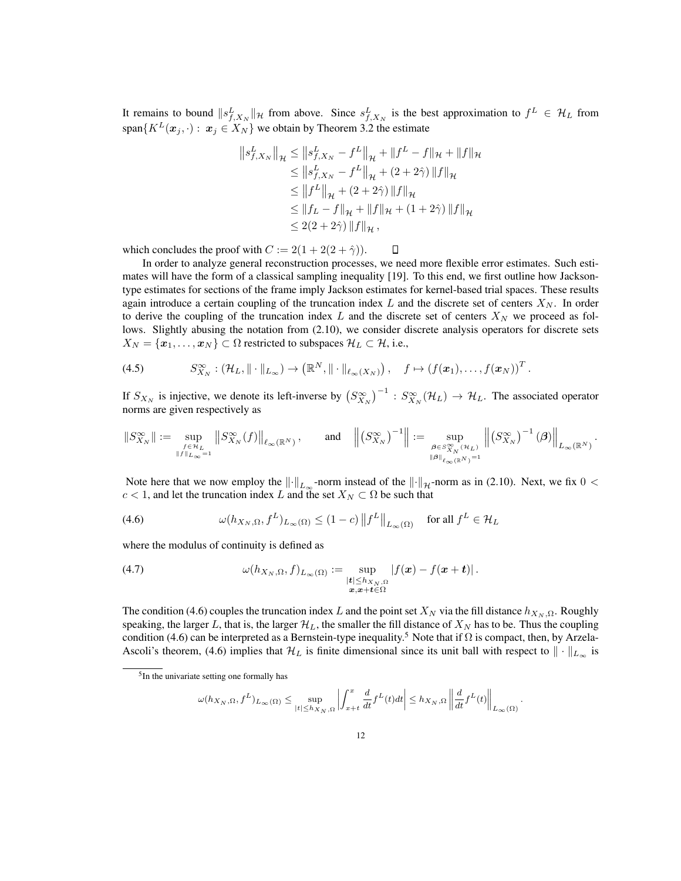It remains to bound $\|s^L_{f,X_N}\|_{\mathcal{H}}$ from above. Since $s^L_{f,X_N}$ is the best approximation to $f^L \in \mathcal{H}_L$ from $\operatorname{span}\{K^L(\boldsymbol{x}_j,\cdot) : \boldsymbol{x}_j \in X_N\}$ we obtain by Theorem 3.2 the estimate

$$
\begin{aligned}
\left\|s^L_{f,X_N}\right\|_{\mathcal{H}} &\leq \left\|s^L_{f,X_N} - f^L\right\|_{\mathcal{H}} + \|f^L - f\|_{\mathcal{H}} + \|f\|_{\mathcal{H}} \\
&\leq \left\|s^L_{f,X_N} - f^L\right\|_{\mathcal{H}} + (2 + 2\hat{\gamma})\,\|f\|_{\mathcal{H}} \\
&\leq \left\|f^L\right\|_{\mathcal{H}} + (2 + 2\hat{\gamma})\,\|f\|_{\mathcal{H}} \\
&\leq \|f_L - f\|_{\mathcal{H}} + \|f\|_{\mathcal{H}} + (1 + 2\hat{\gamma})\,\|f\|_{\mathcal{H}} \\
&\leq 2(2 + 2\hat{\gamma})\,\|f\|_{\mathcal{H}}\,,
\end{aligned}
$$

which concludes the proof with $C := 2(1 + 2(2 + \hat{\gamma}))$. $\square$

In order to analyze general reconstruction processes, we need more flexible error estimates. Such estimates will have the form of a classical sampling inequality [19]. To this end, we first outline how Jackson-type estimates for sections of the frame imply Jackson estimates for kernel-based trial spaces. These results again introduce a certain coupling of the truncation index $L$ and the discrete set of centers $X_N$. In order to derive the coupling of the truncation index $L$ and the discrete set of centers $X_N$ we proceed as follows. Slightly abusing the notation from (2.10), we consider discrete analysis operators for discrete sets $X_N = \{\boldsymbol{x}_1, \ldots, \boldsymbol{x}_N\} \subset \Omega$ restricted to subspaces $\mathcal{H}_L \subset \mathcal{H}$, i.e.,

$$
S^\infty_{X_N} : (\mathcal{H}_L, \|\cdot\|_{L_\infty}) \to \left(\mathbb{R}^N, \|\cdot\|_{\ell_\infty(X_N)}\right), \quad f \mapsto \left(f(\boldsymbol{x}_1), \ldots, f(\boldsymbol{x}_N)\right)^T. \tag{4.5}
$$

If $S_{X_N}$ is injective, we denote its left-inverse by $\left(S^\infty_{X_N}\right)^{-1} : S^\infty_{X_N}(\mathcal{H}_L) \to \mathcal{H}_L$. The associated operator norms are given respectively as

$$
\|S^\infty_{X_N}\| := \sup_{\substack{f \in \mathcal{H}_L \\ \|f\|_{L_\infty} = 1}} \left\|S^\infty_{X_N}(f)\right\|_{\ell_\infty(\mathbb{R}^N)}, \qquad \text{and} \qquad \left\|\left(S^\infty_{X_N}\right)^{-1}\right\| := \sup_{\substack{\boldsymbol{\beta} \in S^\infty_{X_N}(\mathcal{H}_L) \\ \|\boldsymbol{\beta}\|_{\ell_\infty(\mathbb{R}^N)} = 1}} \left\|\left(S^\infty_{X_N}\right)^{-1}(\boldsymbol{\beta})\right\|_{L_\infty(\mathbb{R}^N)}.
$$

Note here that we now employ the $\|\cdot\|_{L_\infty}$-norm instead of the $\|\cdot\|_{\mathcal{H}}$-norm as in (2.10). Next, we fix $0 < c < 1$, and let the truncation index $L$ and the set $X_N \subset \Omega$ be such that

$$
\omega(h_{X_N,\Omega}, f^L)_{L_\infty(\Omega)} \leq (1 - c)\left\|f^L\right\|_{L_\infty(\Omega)} \quad \text{for all } f^L \in \mathcal{H}_L \tag{4.6}
$$

where the modulus of continuity is defined as

$$
\omega(h_{X_N,\Omega}, f)_{L_\infty(\Omega)} := \sup_{\substack{|\boldsymbol{t}| \leq h_{X_N,\Omega} \\ \boldsymbol{x}, \boldsymbol{x}+\boldsymbol{t} \in \Omega}} |f(\boldsymbol{x}) - f(\boldsymbol{x} + \boldsymbol{t})|\,. \tag{4.7}
$$

The condition (4.6) couples the truncation index $L$ and the point set $X_N$ via the fill distance $h_{X_N,\Omega}$. Roughly speaking, the larger $L$, that is, the larger $\mathcal{H}_L$, the smaller the fill distance of $X_N$ has to be. Thus the coupling condition (4.6) can be interpreted as a Bernstein-type inequality.[5] Note that if $\Omega$ is compact, then, by Arzela-Ascoli's theorem, (4.6) implies that $\mathcal{H}_L$ is finite dimensional since its unit ball with respect to $\|\cdot\|_{L_\infty}$ is

[5] In the univariate setting one formally has

$$
\omega(h_{X_N,\Omega}, f^L)_{L_\infty(\Omega)} \leq \sup_{|t| \leq h_{X_N,\Omega}} \left|\int_{x+t}^{x} \frac{d}{dt} f^L(t)\,dt\right| \leq h_{X_N,\Omega} \left\|\frac{d}{dt} f^L(t)\right\|_{L_\infty(\Omega)}.
$$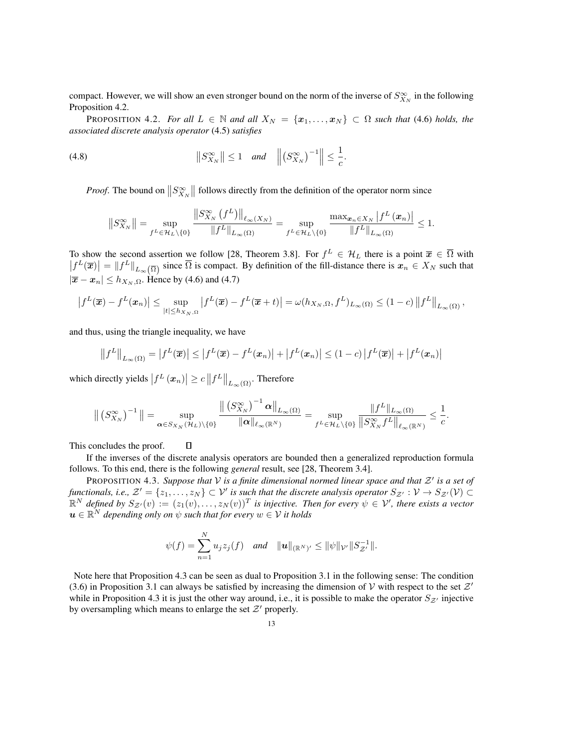compact. However, we will show an even stronger bound on the norm of the inverse of $S^{\infty}_{X_N}$ in the following Proposition 4.2.

PROPOSITION 4.2. *For all $L \in \mathbb{N}$ and all $X_N = \{\boldsymbol{x}_1, \ldots, \boldsymbol{x}_N\} \subset \Omega$ such that* (4.6) *holds, the associated discrete analysis operator* (4.5) *satisfies*

$$\left\| S^{\infty}_{X_N} \right\| \leq 1 \quad \textit{and} \quad \left\| \left( S^{\infty}_{X_N} \right)^{-1} \right\| \leq \frac{1}{c}. \tag{4.8}$$

*Proof*. The bound on $\left\| S^{\infty}_{X_N} \right\|$ follows directly from the definition of the operator norm since

$$\left\| S^{\infty}_{X_N} \right\| = \sup_{f^L \in \mathcal{H}_L \setminus \{0\}} \frac{\left\| S^{\infty}_{X_N}\left(f^L\right) \right\|_{\ell_\infty(X_N)}}{\|f^L\|_{L_\infty(\Omega)}} = \sup_{f^L \in \mathcal{H}_L \setminus \{0\}} \frac{\max_{\boldsymbol{x}_n \in X_N} \left| f^L\left(\boldsymbol{x}_n\right) \right|}{\|f^L\|_{L_\infty(\Omega)}} \leq 1.$$

To show the second assertion we follow [28, Theorem 3.8]. For $f^L \in \mathcal{H}_L$ there is a point $\overline{\boldsymbol{x}} \in \overline{\Omega}$ with $\left| f^L(\overline{\boldsymbol{x}}) \right| = \|f^L\|_{L_\infty(\overline{\Omega})}$ since $\overline{\Omega}$ is compact. By definition of the fill-distance there is $\boldsymbol{x}_n \in X_N$ such that $|\overline{\boldsymbol{x}} - \boldsymbol{x}_n| \leq h_{X_N,\Omega}$. Hence by (4.6) and (4.7)

$$\left| f^L(\overline{\boldsymbol{x}}) - f^L(\boldsymbol{x}_n) \right| \leq \sup_{|t| \leq h_{X_N,\Omega}} \left| f^L(\overline{\boldsymbol{x}}) - f^L(\overline{\boldsymbol{x}} + t) \right| = \omega(h_{X_N,\Omega}, f^L)_{L_\infty(\Omega)} \leq (1-c) \left\| f^L \right\|_{L_\infty(\Omega)},$$

and thus, using the triangle inequality, we have

$$\left\| f^L \right\|_{L_\infty(\Omega)} = \left| f^L(\overline{\boldsymbol{x}}) \right| \leq \left| f^L(\overline{\boldsymbol{x}}) - f^L(\boldsymbol{x}_n) \right| + \left| f^L(\boldsymbol{x}_n) \right| \leq (1-c) \left| f^L(\overline{\boldsymbol{x}}) \right| + \left| f^L(\boldsymbol{x}_n) \right|$$

which directly yields $\left| f^L\left(\boldsymbol{x}_n\right) \right| \geq c \left\| f^L \right\|_{L_\infty(\Omega)}$. Therefore

$$\left\| \left( S^{\infty}_{X_N} \right)^{-1} \right\| = \sup_{\boldsymbol{\alpha} \in S_{X_N}(\mathcal{H}_L) \setminus \{0\}} \frac{\left\| \left( S^{\infty}_{X_N} \right)^{-1} \boldsymbol{\alpha} \right\|_{L_\infty(\Omega)}}{\|\boldsymbol{\alpha}\|_{\ell_\infty(\mathbb{R}^N)}} = \sup_{f^L \in \mathcal{H}_L \setminus \{0\}} \frac{\|f^L\|_{L_\infty(\Omega)}}{\left\| S^{\infty}_{X_N} f^L \right\|_{\ell_\infty(\mathbb{R}^N)}} \leq \frac{1}{c}.$$

This concludes the proof. ∎

If the inverses of the discrete analysis operators are bounded then a generalized reproduction formula follows. To this end, there is the following *general* result, see [28, Theorem 3.4].

PROPOSITION 4.3. *Suppose that $\mathcal{V}$ is a finite dimensional normed linear space and that $\mathcal{Z}'$ is a set of functionals, i.e., $\mathcal{Z}' = \{z_1, \ldots, z_N\} \subset \mathcal{V}'$ is such that the discrete analysis operator $S_{\mathcal{Z}'} : \mathcal{V} \to S_{\mathcal{Z}'}(\mathcal{V}) \subset \mathbb{R}^N$ defined by $S_{\mathcal{Z}'}(v) := (z_1(v), \ldots, z_N(v))^T$ is injective. Then for every $\psi \in \mathcal{V}'$, there exists a vector $\boldsymbol{u} \in \mathbb{R}^N$ depending only on $\psi$ such that for every $w \in \mathcal{V}$ it holds*

$$\psi(f) = \sum_{n=1}^{N} u_j z_j(f) \quad \textit{and} \quad \|\boldsymbol{u}\|_{(\mathbb{R}^N)'} \leq \|\psi\|_{\mathcal{V}'} \|S^{-1}_{\mathcal{Z}'}\|.$$

Note here that Proposition 4.3 can be seen as dual to Proposition 3.1 in the following sense: The condition (3.6) in Proposition 3.1 can always be satisfied by increasing the dimension of $\mathcal{V}$ with respect to the set $\mathcal{Z}'$ while in Proposition 4.3 it is just the other way around, i.e., it is possible to make the operator $S_{\mathcal{Z}'}$ injective by oversampling which means to enlarge the set $\mathcal{Z}'$ properly.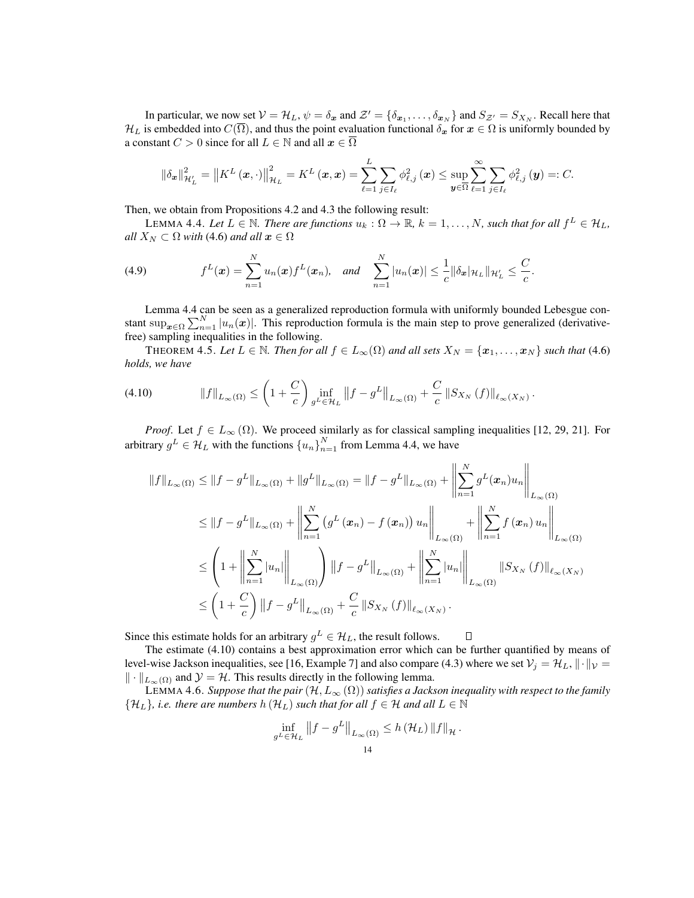In particular, we now set $\mathcal{V} = \mathcal{H}_L$, $\psi = \delta_{\boldsymbol{x}}$ and $\mathcal{Z}' = \{\delta_{\boldsymbol{x}_1}, \ldots, \delta_{\boldsymbol{x}_N}\}$ and $S_{\mathcal{Z}'} = S_{X_N}$. Recall here that $\mathcal{H}_L$ is embedded into $C(\overline{\Omega})$, and thus the point evaluation functional $\delta_{\boldsymbol{x}}$ for $\boldsymbol{x} \in \Omega$ is uniformly bounded by a constant $C > 0$ since for all $L \in \mathbb{N}$ and all $\boldsymbol{x} \in \overline{\Omega}$

$$\|\delta_{\boldsymbol{x}}\|^2_{\mathcal{H}_L'} = \left\|K^L(\boldsymbol{x}, \cdot)\right\|^2_{\mathcal{H}_L} = K^L(\boldsymbol{x}, \boldsymbol{x}) = \sum_{\ell=1}^{L} \sum_{j \in I_\ell} \phi^2_{\ell,j}(\boldsymbol{x}) \leq \sup_{\boldsymbol{y} \in \overline{\Omega}} \sum_{\ell=1}^{\infty} \sum_{j \in I_\ell} \phi^2_{\ell,j}(\boldsymbol{y}) =: C.$$

Then, we obtain from Propositions 4.2 and 4.3 the following result:

LEMMA 4.4. *Let $L \in \mathbb{N}$. There are functions $u_k : \Omega \to \mathbb{R}$, $k = 1, \ldots, N$, such that for all $f^L \in \mathcal{H}_L$, all $X_N \subset \Omega$ with* (4.6) *and all $\boldsymbol{x} \in \Omega$*

$$f^L(\boldsymbol{x}) = \sum_{n=1}^{N} u_n(\boldsymbol{x}) f^L(\boldsymbol{x}_n), \quad \text{and} \quad \sum_{n=1}^{N} |u_n(\boldsymbol{x})| \leq \frac{1}{c} \|\delta_{\boldsymbol{x}}|_{\mathcal{H}_L}\|_{\mathcal{H}_L'} \leq \frac{C}{c}. \tag{4.9}$$

Lemma 4.4 can be seen as a generalized reproduction formula with uniformly bounded Lebesgue constant $\sup_{\boldsymbol{x} \in \Omega} \sum_{n=1}^{N} |u_n(\boldsymbol{x})|$. This reproduction formula is the main step to prove generalized (derivative-free) sampling inequalities in the following.

THEOREM 4.5. *Let $L \in \mathbb{N}$. Then for all $f \in L_\infty(\Omega)$ and all sets $X_N = \{\boldsymbol{x}_1, \ldots, \boldsymbol{x}_N\}$ such that* (4.6) *holds, we have*

$$\|f\|_{L_\infty(\Omega)} \leq \left(1 + \frac{C}{c}\right) \inf_{g^L \in \mathcal{H}_L} \left\|f - g^L\right\|_{L_\infty(\Omega)} + \frac{C}{c} \left\|S_{X_N}(f)\right\|_{\ell_\infty(X_N)}. \tag{4.10}$$

*Proof.* Let $f \in L_\infty(\Omega)$. We proceed similarly as for classical sampling inequalities [12, 29, 21]. For arbitrary $g^L \in \mathcal{H}_L$ with the functions $\{u_n\}_{n=1}^N$ from Lemma 4.4, we have

$$\begin{aligned}
\|f\|_{L_\infty(\Omega)} &\leq \|f - g^L\|_{L_\infty(\Omega)} + \|g^L\|_{L_\infty(\Omega)} = \|f - g^L\|_{L_\infty(\Omega)} + \left\|\sum_{n=1}^{N} g^L(\boldsymbol{x}_n) u_n\right\|_{L_\infty(\Omega)} \\
&\leq \|f - g^L\|_{L_\infty(\Omega)} + \left\|\sum_{n=1}^{N} \left(g^L(\boldsymbol{x}_n) - f(\boldsymbol{x}_n)\right) u_n\right\|_{L_\infty(\Omega)} + \left\|\sum_{n=1}^{N} f(\boldsymbol{x}_n) u_n\right\|_{L_\infty(\Omega)} \\
&\leq \left(1 + \left\|\sum_{n=1}^{N} |u_n|\right\|_{L_\infty(\Omega)}\right) \left\|f - g^L\right\|_{L_\infty(\Omega)} + \left\|\sum_{n=1}^{N} |u_n|\right\|_{L_\infty(\Omega)} \left\|S_{X_N}(f)\right\|_{\ell_\infty(X_N)} \\
&\leq \left(1 + \frac{C}{c}\right) \left\|f - g^L\right\|_{L_\infty(\Omega)} + \frac{C}{c} \left\|S_{X_N}(f)\right\|_{\ell_\infty(X_N)}.
\end{aligned}$$

Since this estimate holds for an arbitrary $g^L \in \mathcal{H}_L$, the result follows. ∎

The estimate (4.10) contains a best approximation error which can be further quantified by means of level-wise Jackson inequalities, see [16, Example 7] and also compare (4.3) where we set $\mathcal{V}_j = \mathcal{H}_L$, $\|\cdot\|_{\mathcal{V}} = \|\cdot\|_{L_\infty(\Omega)}$ and $\mathcal{Y} = \mathcal{H}$. This results directly in the following lemma.

LEMMA 4.6. *Suppose that the pair $(\mathcal{H}, L_\infty(\Omega))$ satisfies a Jackson inequality with respect to the family $\{\mathcal{H}_L\}$, i.e. there are numbers $h(\mathcal{H}_L)$ such that for all $f \in \mathcal{H}$ and all $L \in \mathbb{N}$*

$$\inf_{g^L \in \mathcal{H}_L} \left\|f - g^L\right\|_{L_\infty(\Omega)} \leq h(\mathcal{H}_L) \|f\|_{\mathcal{H}}.$$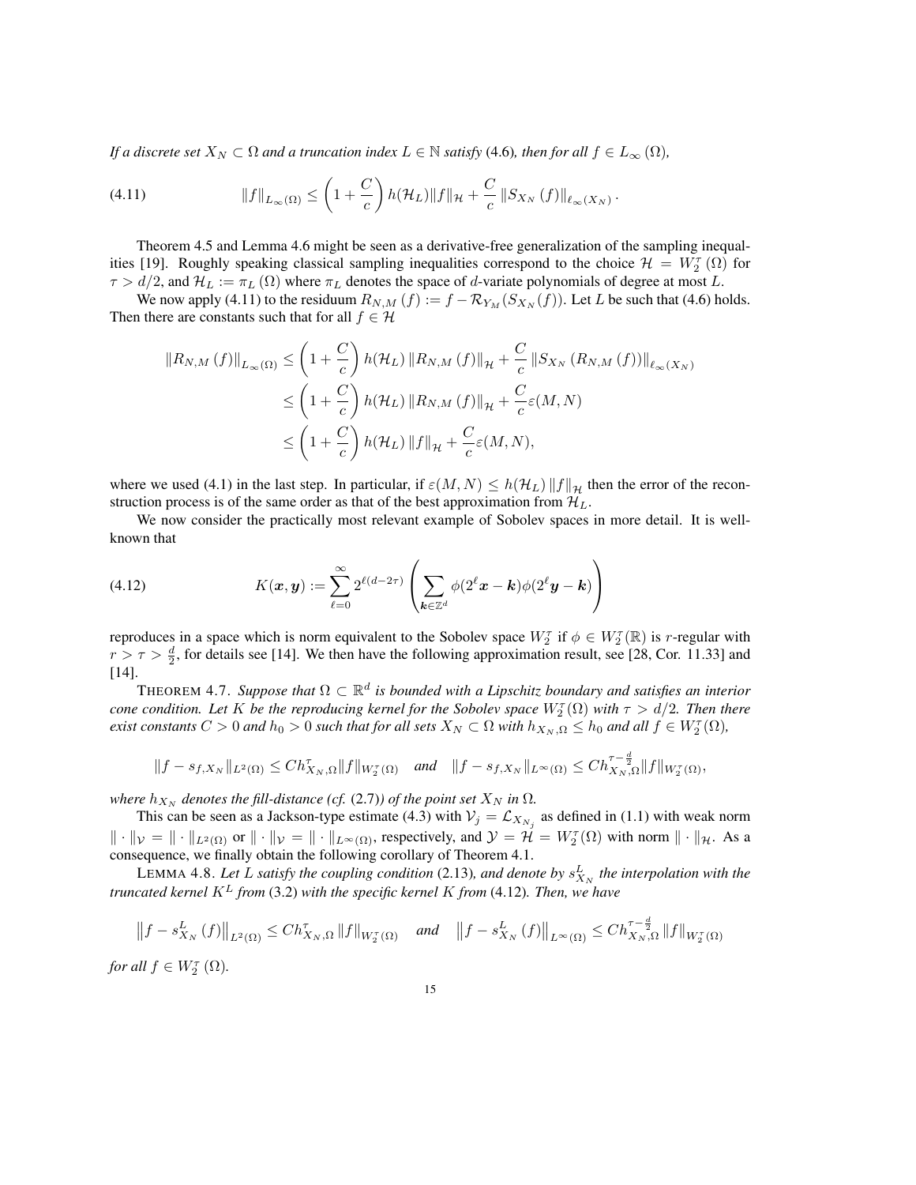*If a discrete set $X_N \subset \Omega$ and a truncation index $L \in \mathbb{N}$ satisfy* (4.6)*, then for all $f \in L_\infty(\Omega)$,*

$$
\|f\|_{L_\infty(\Omega)} \leq \left(1 + \frac{C}{c}\right) h(\mathcal{H}_L) \|f\|_{\mathcal{H}} + \frac{C}{c} \|S_{X_N}(f)\|_{\ell_\infty(X_N)}. \tag{4.11}
$$

Theorem 4.5 and Lemma 4.6 might be seen as a derivative-free generalization of the sampling inequalities [19]. Roughly speaking classical sampling inequalities correspond to the choice $\mathcal{H} = W_2^\tau(\Omega)$ for $\tau > d/2$, and $\mathcal{H}_L := \pi_L(\Omega)$ where $\pi_L$ denotes the space of $d$-variate polynomials of degree at most $L$.

We now apply (4.11) to the residuum $R_{N,M}(f) := f - \mathcal{R}_{Y_M}(S_{X_N}(f))$. Let $L$ be such that (4.6) holds. Then there are constants such that for all $f \in \mathcal{H}$

$$
\begin{aligned}
\|R_{N,M}(f)\|_{L_\infty(\Omega)} &\leq \left(1 + \frac{C}{c}\right) h(\mathcal{H}_L) \|R_{N,M}(f)\|_{\mathcal{H}} + \frac{C}{c} \|S_{X_N}(R_{N,M}(f))\|_{\ell_\infty(X_N)} \\
&\leq \left(1 + \frac{C}{c}\right) h(\mathcal{H}_L) \|R_{N,M}(f)\|_{\mathcal{H}} + \frac{C}{c} \varepsilon(M,N) \\
&\leq \left(1 + \frac{C}{c}\right) h(\mathcal{H}_L) \|f\|_{\mathcal{H}} + \frac{C}{c} \varepsilon(M,N),
\end{aligned}
$$

where we used (4.1) in the last step. In particular, if $\varepsilon(M,N) \leq h(\mathcal{H}_L)\|f\|_{\mathcal{H}}$ then the error of the reconstruction process is of the same order as that of the best approximation from $\mathcal{H}_L$.

We now consider the practically most relevant example of Sobolev spaces in more detail. It is well-known that

$$
K(\boldsymbol{x}, \boldsymbol{y}) := \sum_{\ell=0}^{\infty} 2^{\ell(d-2\tau)} \left( \sum_{\boldsymbol{k} \in \mathbb{Z}^d} \phi(2^\ell \boldsymbol{x} - \boldsymbol{k}) \phi(2^\ell \boldsymbol{y} - \boldsymbol{k}) \right) \tag{4.12}
$$

reproduces in a space which is norm equivalent to the Sobolev space $W_2^\tau$ if $\phi \in W_2^\tau(\mathbb{R})$ is $r$-regular with $r > \tau > \frac{d}{2}$, for details see [14]. We then have the following approximation result, see [28, Cor. 11.33] and [14].

THEOREM 4.7. *Suppose that $\Omega \subset \mathbb{R}^d$ is bounded with a Lipschitz boundary and satisfies an interior cone condition. Let $K$ be the reproducing kernel for the Sobolev space $W_2^\tau(\Omega)$ with $\tau > d/2$. Then there exist constants $C > 0$ and $h_0 > 0$ such that for all sets $X_N \subset \Omega$ with $h_{X_N,\Omega} \leq h_0$ and all $f \in W_2^\tau(\Omega)$,*

$$
\|f - s_{f,X_N}\|_{L^2(\Omega)} \leq C h_{X_N,\Omega}^\tau \|f\|_{W_2^\tau(\Omega)} \quad \text{and} \quad \|f - s_{f,X_N}\|_{L^\infty(\Omega)} \leq C h_{X_N,\Omega}^{\tau - \frac{d}{2}} \|f\|_{W_2^\tau(\Omega)},
$$

*where $h_{X_N}$ denotes the fill-distance (cf.* (2.7)*) of the point set $X_N$ in $\Omega$.*

This can be seen as a Jackson-type estimate (4.3) with $\mathcal{V}_j = \mathcal{L}_{X_{N_j}}$ as defined in (1.1) with weak norm $\|\cdot\|_{\mathcal{V}} = \|\cdot\|_{L^2(\Omega)}$ or $\|\cdot\|_{\mathcal{V}} = \|\cdot\|_{L^\infty(\Omega)}$, respectively, and $\mathcal{Y} = \mathcal{H} = W_2^\tau(\Omega)$ with norm $\|\cdot\|_{\mathcal{H}}$. As a consequence, we finally obtain the following corollary of Theorem 4.1.

LEMMA 4.8. *Let $L$ satisfy the coupling condition* (2.13)*, and denote by $s_{X_N}^L$ the interpolation with the truncated kernel $K^L$ from* (3.2) *with the specific kernel $K$ from* (4.12)*. Then, we have*

$$
\left\|f - s_{X_N}^L(f)\right\|_{L^2(\Omega)} \leq C h_{X_N,\Omega}^\tau \|f\|_{W_2^\tau(\Omega)} \quad \text{and} \quad \left\|f - s_{X_N}^L(f)\right\|_{L^\infty(\Omega)} \leq C h_{X_N,\Omega}^{\tau - \frac{d}{2}} \|f\|_{W_2^\tau(\Omega)}
$$

*for all $f \in W_2^\tau(\Omega)$.*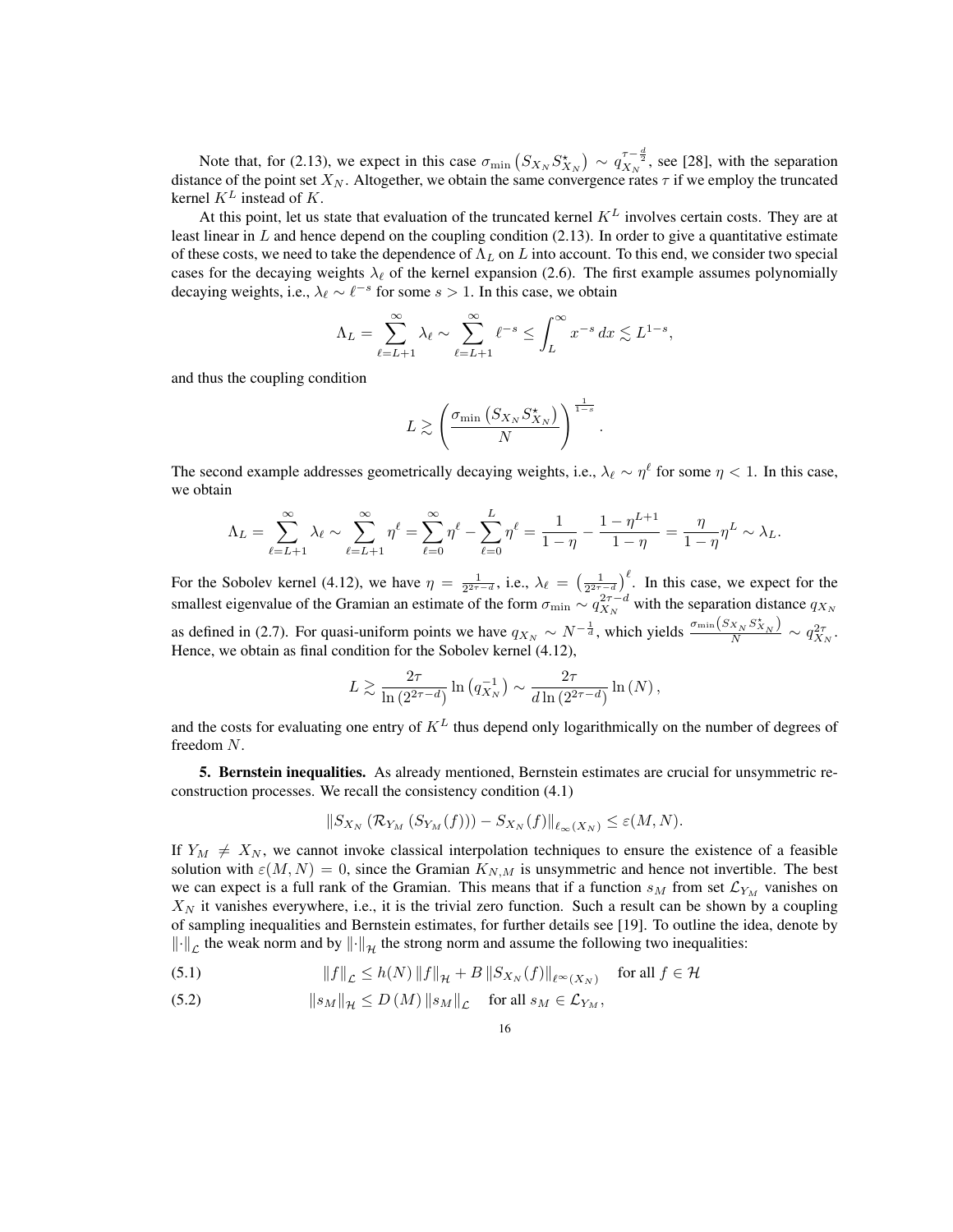Note that, for (2.13), we expect in this case $\sigma_{\min}\left(S_{X_N} S_{X_N}^{\star}\right) \sim q_{X_N}^{\tau-\frac{d}{2}}$, see [28], with the separation distance of the point set $X_N$. Altogether, we obtain the same convergence rates $\tau$ if we employ the truncated kernel $K^L$ instead of $K$.

At this point, let us state that evaluation of the truncated kernel $K^L$ involves certain costs. They are at least linear in $L$ and hence depend on the coupling condition (2.13). In order to give a quantitative estimate of these costs, we need to take the dependence of $\Lambda_L$ on $L$ into account. To this end, we consider two special cases for the decaying weights $\lambda_\ell$ of the kernel expansion (2.6). The first example assumes polynomially decaying weights, i.e., $\lambda_\ell \sim \ell^{-s}$ for some $s > 1$. In this case, we obtain

$$\Lambda_L = \sum_{\ell=L+1}^{\infty} \lambda_\ell \sim \sum_{\ell=L+1}^{\infty} \ell^{-s} \leq \int_L^{\infty} x^{-s}\, dx \lesssim L^{1-s},$$

and thus the coupling condition

$$L \gtrsim \left( \frac{\sigma_{\min}\left(S_{X_N} S_{X_N}^{\star}\right)}{N} \right)^{\frac{1}{1-s}}.$$

The second example addresses geometrically decaying weights, i.e., $\lambda_\ell \sim \eta^\ell$ for some $\eta < 1$. In this case, we obtain

$$\Lambda_L = \sum_{\ell=L+1}^{\infty} \lambda_\ell \sim \sum_{\ell=L+1}^{\infty} \eta^\ell = \sum_{\ell=0}^{\infty} \eta^\ell - \sum_{\ell=0}^{L} \eta^\ell = \frac{1}{1-\eta} - \frac{1-\eta^{L+1}}{1-\eta} = \frac{\eta}{1-\eta}\eta^L \sim \lambda_L.$$

For the Sobolev kernel (4.12), we have $\eta = \frac{1}{2^{2\tau-d}}$, i.e., $\lambda_\ell = \left(\frac{1}{2^{2\tau-d}}\right)^\ell$. In this case, we expect for the smallest eigenvalue of the Gramian an estimate of the form $\sigma_{\min} \sim q_{X_N}^{2\tau-d}$ with the separation distance $q_{X_N}$ as defined in (2.7). For quasi-uniform points we have $q_{X_N} \sim N^{-\frac{1}{d}}$, which yields $\frac{\sigma_{\min}\left(S_{X_N} S_{X_N}^{\star}\right)}{N} \sim q_{X_N}^{2\tau}$. Hence, we obtain as final condition for the Sobolev kernel (4.12),

$$L \gtrsim \frac{2\tau}{\ln\left(2^{2\tau-d}\right)} \ln\left(q_{X_N}^{-1}\right) \sim \frac{2\tau}{d \ln\left(2^{2\tau-d}\right)} \ln\left(N\right),$$

and the costs for evaluating one entry of $K^L$ thus depend only logarithmically on the number of degrees of freedom $N$.

**5. Bernstein inequalities.** As already mentioned, Bernstein estimates are crucial for unsymmetric reconstruction processes. We recall the consistency condition (4.1)

$$\left\| S_{X_N}\left(\mathcal{R}_{Y_M}\left(S_{Y_M}(f)\right)\right) - S_{X_N}(f) \right\|_{\ell_\infty(X_N)} \leq \varepsilon(M, N).$$

If $Y_M \neq X_N$, we cannot invoke classical interpolation techniques to ensure the existence of a feasible solution with $\varepsilon(M, N) = 0$, since the Gramian $K_{N,M}$ is unsymmetric and hence not invertible. The best we can expect is a full rank of the Gramian. This means that if a function $s_M$ from set $\mathcal{L}_{Y_M}$ vanishes on $X_N$ it vanishes everywhere, i.e., it is the trivial zero function. Such a result can be shown by a coupling of sampling inequalities and Bernstein estimates, for further details see [19]. To outline the idea, denote by $\|\cdot\|_{\mathcal{L}}$ the weak norm and by $\|\cdot\|_{\mathcal{H}}$ the strong norm and assume the following two inequalities:

$$\|f\|_{\mathcal{L}} \leq h(N) \|f\|_{\mathcal{H}} + B \left\| S_{X_N}(f) \right\|_{\ell^{\infty}(X_N)} \quad \text{for all } f \in \mathcal{H} \tag{5.1}$$

$$\|s_M\|_{\mathcal{H}} \leq D(M) \|s_M\|_{\mathcal{L}} \quad \text{for all } s_M \in \mathcal{L}_{Y_M}, \tag{5.2}$$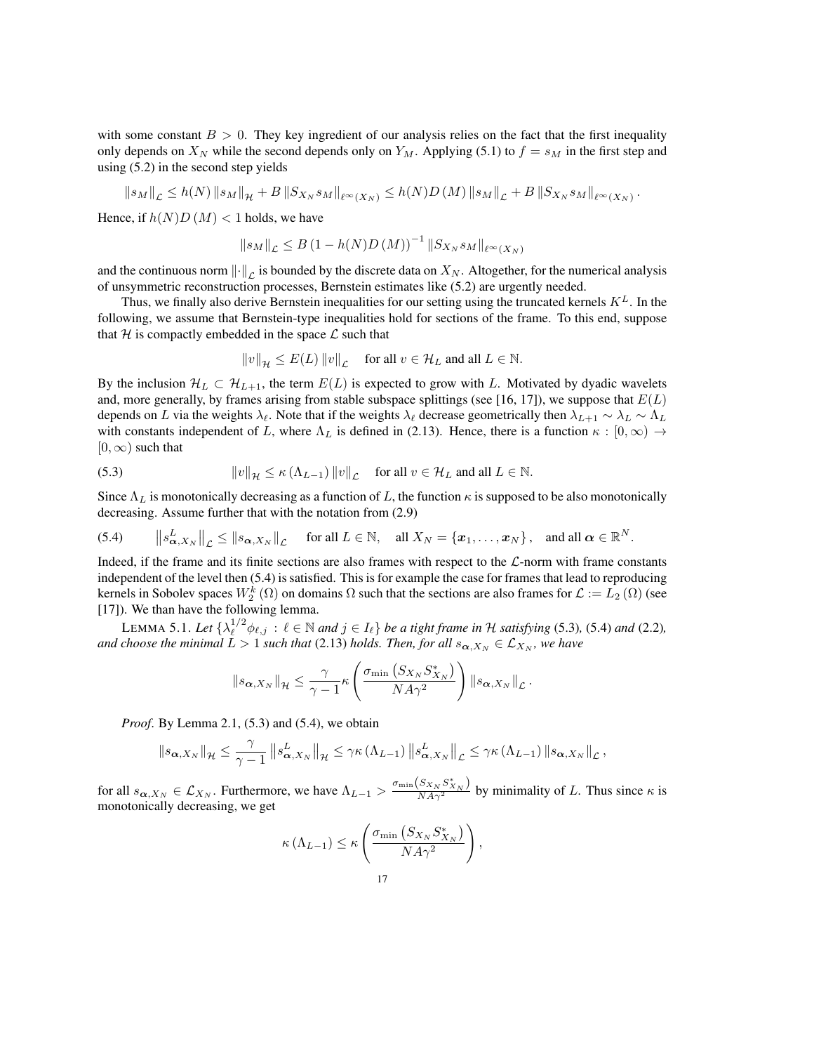with some constant $B > 0$. They key ingredient of our analysis relies on the fact that the first inequality only depends on $X_N$ while the second depends only on $Y_M$. Applying (5.1) to $f = s_M$ in the first step and using (5.2) in the second step yields

$$\|s_M\|_{\mathcal{L}} \leq h(N) \|s_M\|_{\mathcal{H}} + B \|S_{X_N} s_M\|_{\ell^\infty(X_N)} \leq h(N) D(M) \|s_M\|_{\mathcal{L}} + B \|S_{X_N} s_M\|_{\ell^\infty(X_N)}.$$

Hence, if $h(N)D(M) < 1$ holds, we have

$$\|s_M\|_{\mathcal{L}} \leq B (1 - h(N)D(M))^{-1} \|S_{X_N} s_M\|_{\ell^\infty(X_N)}$$

and the continuous norm $\|\cdot\|_{\mathcal{L}}$ is bounded by the discrete data on $X_N$. Altogether, for the numerical analysis of unsymmetric reconstruction processes, Bernstein estimates like (5.2) are urgently needed.

Thus, we finally also derive Bernstein inequalities for our setting using the truncated kernels $K^L$. In the following, we assume that Bernstein-type inequalities hold for sections of the frame. To this end, suppose that $\mathcal{H}$ is compactly embedded in the space $\mathcal{L}$ such that

$$\|v\|_{\mathcal{H}} \leq E(L) \|v\|_{\mathcal{L}} \quad \text{for all } v \in \mathcal{H}_L \text{ and all } L \in \mathbb{N}.$$

By the inclusion $\mathcal{H}_L \subset \mathcal{H}_{L+1}$, the term $E(L)$ is expected to grow with $L$. Motivated by dyadic wavelets and, more generally, by frames arising from stable subspace splittings (see [16, 17]), we suppose that $E(L)$ depends on $L$ via the weights $\lambda_\ell$. Note that if the weights $\lambda_\ell$ decrease geometrically then $\lambda_{L+1} \sim \lambda_L \sim \Lambda_L$ with constants independent of $L$, where $\Lambda_L$ is defined in (2.13). Hence, there is a function $\kappa : [0, \infty) \to [0, \infty)$ such that

$$\|v\|_{\mathcal{H}} \leq \kappa(\Lambda_{L-1}) \|v\|_{\mathcal{L}} \quad \text{for all } v \in \mathcal{H}_L \text{ and all } L \in \mathbb{N}. \tag{5.3}$$

Since $\Lambda_L$ is monotonically decreasing as a function of $L$, the function $\kappa$ is supposed to be also monotonically decreasing. Assume further that with the notation from (2.9)

$$\left\|s^L_{\boldsymbol{\alpha}, X_N}\right\|_{\mathcal{L}} \leq \|s_{\boldsymbol{\alpha}, X_N}\|_{\mathcal{L}} \quad \text{for all } L \in \mathbb{N}, \quad \text{all } X_N = \{\boldsymbol{x}_1, \ldots, \boldsymbol{x}_N\}, \quad \text{and all } \boldsymbol{\alpha} \in \mathbb{R}^N. \tag{5.4}$$

Indeed, if the frame and its finite sections are also frames with respect to the $\mathcal{L}$-norm with frame constants independent of the level then (5.4) is satisfied. This is for example the case for frames that lead to reproducing kernels in Sobolev spaces $W_2^k(\Omega)$ on domains $\Omega$ such that the sections are also frames for $\mathcal{L} := L_2(\Omega)$ (see [17]). We than have the following lemma.

LEMMA 5.1. *Let $\{\lambda_\ell^{1/2} \phi_{\ell,j} : \ell \in \mathbb{N}$ and $j \in I_\ell\}$ be a tight frame in $\mathcal{H}$ satisfying* (5.3)*,* (5.4) *and* (2.2)*, and choose the minimal $L > 1$ such that* (2.13) *holds. Then, for all $s_{\boldsymbol{\alpha}, X_N} \in \mathcal{L}_{X_N}$, we have*

$$\|s_{\boldsymbol{\alpha}, X_N}\|_{\mathcal{H}} \leq \frac{\gamma}{\gamma - 1} \kappa\left(\frac{\sigma_{\min}\left(S_{X_N} S^*_{X_N}\right)}{NA\gamma^2}\right) \|s_{\boldsymbol{\alpha}, X_N}\|_{\mathcal{L}}.$$

*Proof*. By Lemma 2.1, (5.3) and (5.4), we obtain

$$\|s_{\boldsymbol{\alpha}, X_N}\|_{\mathcal{H}} \leq \frac{\gamma}{\gamma - 1} \left\|s^L_{\boldsymbol{\alpha}, X_N}\right\|_{\mathcal{H}} \leq \gamma \kappa(\Lambda_{L-1}) \left\|s^L_{\boldsymbol{\alpha}, X_N}\right\|_{\mathcal{L}} \leq \gamma \kappa(\Lambda_{L-1}) \|s_{\boldsymbol{\alpha}, X_N}\|_{\mathcal{L}},$$

for all $s_{\boldsymbol{\alpha}, X_N} \in \mathcal{L}_{X_N}$. Furthermore, we have $\Lambda_{L-1} > \frac{\sigma_{\min}\left(S_{X_N} S^*_{X_N}\right)}{NA\gamma^2}$ by minimality of $L$. Thus since $\kappa$ is monotonically decreasing, we get

$$\kappa(\Lambda_{L-1}) \leq \kappa\left(\frac{\sigma_{\min}\left(S_{X_N} S^*_{X_N}\right)}{NA\gamma^2}\right),$$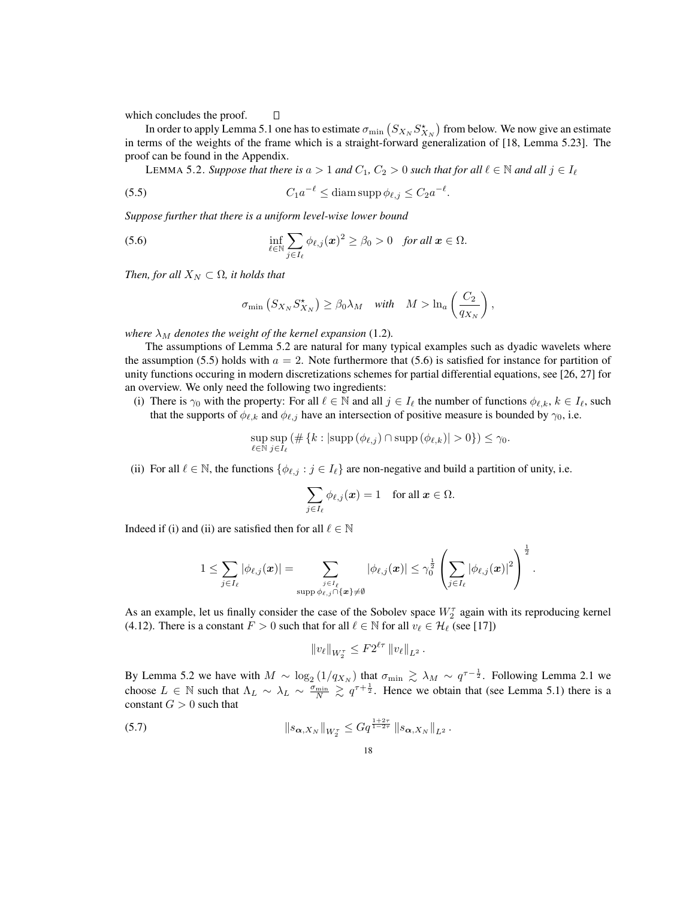which concludes the proof. ∎

In order to apply Lemma 5.1 one has to estimate $\sigma_{\min}\left(S_{X_N}S^\star_{X_N}\right)$ from below. We now give an estimate in terms of the weights of the frame which is a straight-forward generalization of [18, Lemma 5.23]. The proof can be found in the Appendix.

LEMMA 5.2. *Suppose that there is $a > 1$ and $C_1, C_2 > 0$ such that for all $\ell \in \mathbb{N}$ and all $j \in I_\ell$*

$$C_1 a^{-\ell} \leq \operatorname{diam}\operatorname{supp}\phi_{\ell,j} \leq C_2 a^{-\ell}. \tag{5.5}$$

*Suppose further that there is a uniform level-wise lower bound*

$$\inf_{\ell\in\mathbb{N}} \sum_{j\in I_\ell} \phi_{\ell,j}(\boldsymbol{x})^2 \geq \beta_0 > 0 \quad \text{for all } \boldsymbol{x} \in \Omega. \tag{5.6}$$

*Then, for all $X_N \subset \Omega$, it holds that*

$$\sigma_{\min}\left(S_{X_N}S^\star_{X_N}\right) \geq \beta_0 \lambda_M \quad \text{with} \quad M > \ln_a\left(\frac{C_2}{q_{X_N}}\right),$$

*where $\lambda_M$ denotes the weight of the kernel expansion* (1.2)*.*

The assumptions of Lemma 5.2 are natural for many typical examples such as dyadic wavelets where the assumption (5.5) holds with $a = 2$. Note furthermore that (5.6) is satisfied for instance for partition of unity functions occuring in modern discretizations schemes for partial differential equations, see [26, 27] for an overview. We only need the following two ingredients:

(i) There is $\gamma_0$ with the property: For all $\ell \in \mathbb{N}$ and all $j \in I_\ell$ the number of functions $\phi_{\ell,k}$, $k \in I_\ell$, such that the supports of $\phi_{\ell,k}$ and $\phi_{\ell,j}$ have an intersection of positive measure is bounded by $\gamma_0$, i.e.

$$\sup_{\ell\in\mathbb{N}}\sup_{j\in I_\ell}\left(\#\left\{k : \left|\operatorname{supp}\left(\phi_{\ell,j}\right)\cap\operatorname{supp}\left(\phi_{\ell,k}\right)\right| > 0\right\}\right) \leq \gamma_0.$$

(ii) For all $\ell \in \mathbb{N}$, the functions $\{\phi_{\ell,j} : j \in I_\ell\}$ are non-negative and build a partition of unity, i.e.

$$\sum_{j\in I_\ell} \phi_{\ell,j}(\boldsymbol{x}) = 1 \quad \text{for all } \boldsymbol{x} \in \Omega.$$

Indeed if (i) and (ii) are satisfied then for all $\ell \in \mathbb{N}$

$$1 \leq \sum_{j\in I_\ell} |\phi_{\ell,j}(\boldsymbol{x})| = \sum_{\substack{j\in I_\ell \\ \operatorname{supp}\phi_{\ell,j}\cap\{\boldsymbol{x}\}\neq\emptyset}} |\phi_{\ell,j}(\boldsymbol{x})| \leq \gamma_0^{\frac{1}{2}} \left(\sum_{j\in I_\ell} |\phi_{\ell,j}(\boldsymbol{x})|^2\right)^{\frac{1}{2}}.$$

As an example, let us finally consider the case of the Sobolev space $W_2^\tau$ again with its reproducing kernel (4.12). There is a constant $F > 0$ such that for all $\ell \in \mathbb{N}$ for all $v_\ell \in \mathcal{H}_\ell$ (see [17])

$$\|v_\ell\|_{W_2^\tau} \leq F 2^{\ell\tau} \|v_\ell\|_{L^2}.$$

By Lemma 5.2 we have with $M \sim \log_2(1/q_{X_N})$ that $\sigma_{\min} \gtrsim \lambda_M \sim q^{\tau-\frac{1}{2}}$. Following Lemma 2.1 we choose $L \in \mathbb{N}$ such that $\Lambda_L \sim \lambda_L \sim \frac{\sigma_{\min}}{N} \gtrsim q^{\tau+\frac{1}{2}}$. Hence we obtain that (see Lemma 5.1) there is a constant $G > 0$ such that

$$\|s_{\boldsymbol{\alpha},X_N}\|_{W_2^\tau} \leq G q^{\frac{1+2\tau}{1-2\tau}} \|s_{\boldsymbol{\alpha},X_N}\|_{L^2}. \tag{5.7}$$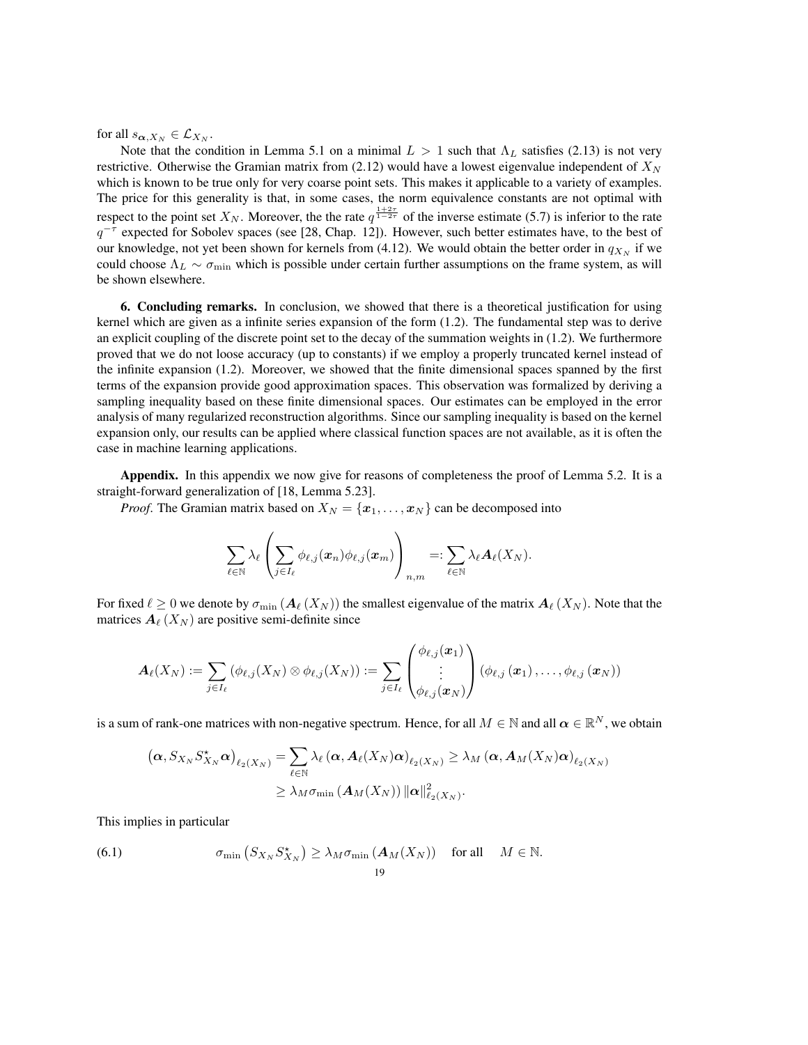for all $s_{\boldsymbol{\alpha},X_N} \in \mathcal{L}_{X_N}$.

Note that the condition in Lemma 5.1 on a minimal $L > 1$ such that $\Lambda_L$ satisfies (2.13) is not very restrictive. Otherwise the Gramian matrix from (2.12) would have a lowest eigenvalue independent of $X_N$ which is known to be true only for very coarse point sets. This makes it applicable to a variety of examples. The price for this generality is that, in some cases, the norm equivalence constants are not optimal with respect to the point set $X_N$. Moreover, the the rate $q^{\frac{1+2\tau}{1-2\tau}}$ of the inverse estimate (5.7) is inferior to the rate $q^{-\tau}$ expected for Sobolev spaces (see [28, Chap. 12]). However, such better estimates have, to the best of our knowledge, not yet been shown for kernels from (4.12). We would obtain the better order in $q_{X_N}$ if we could choose $\Lambda_L \sim \sigma_{\min}$ which is possible under certain further assumptions on the frame system, as will be shown elsewhere.

**6. Concluding remarks.** In conclusion, we showed that there is a theoretical justification for using kernel which are given as a infinite series expansion of the form (1.2). The fundamental step was to derive an explicit coupling of the discrete point set to the decay of the summation weights in (1.2). We furthermore proved that we do not loose accuracy (up to constants) if we employ a properly truncated kernel instead of the infinite expansion (1.2). Moreover, we showed that the finite dimensional spaces spanned by the first terms of the expansion provide good approximation spaces. This observation was formalized by deriving a sampling inequality based on these finite dimensional spaces. Our estimates can be employed in the error analysis of many regularized reconstruction algorithms. Since our sampling inequality is based on the kernel expansion only, our results can be applied where classical function spaces are not available, as it is often the case in machine learning applications.

**Appendix.** In this appendix we now give for reasons of completeness the proof of Lemma 5.2. It is a straight-forward generalization of [18, Lemma 5.23].

*Proof*. The Gramian matrix based on $X_N = \{\boldsymbol{x}_1, \ldots, \boldsymbol{x}_N\}$ can be decomposed into

$$\sum_{\ell \in \mathbb{N}} \lambda_\ell \left( \sum_{j \in I_\ell} \phi_{\ell,j}(\boldsymbol{x}_n) \phi_{\ell,j}(\boldsymbol{x}_m) \right)_{n,m} =: \sum_{\ell \in \mathbb{N}} \lambda_\ell \boldsymbol{A}_\ell(X_N).$$

For fixed $\ell \geq 0$ we denote by $\sigma_{\min}\left(\boldsymbol{A}_\ell\left(X_N\right)\right)$ the smallest eigenvalue of the matrix $\boldsymbol{A}_\ell\left(X_N\right)$. Note that the matrices $\boldsymbol{A}_\ell\left(X_N\right)$ are positive semi-definite since

$$\boldsymbol{A}_\ell(X_N) := \sum_{j \in I_\ell} \left( \phi_{\ell,j}(X_N) \otimes \phi_{\ell,j}(X_N) \right) := \sum_{j \in I_\ell} \begin{pmatrix} \phi_{\ell,j}(\boldsymbol{x}_1) \\ \vdots \\ \phi_{\ell,j}(\boldsymbol{x}_N) \end{pmatrix} \left( \phi_{\ell,j}\left(\boldsymbol{x}_1\right), \ldots, \phi_{\ell,j}\left(\boldsymbol{x}_N\right) \right)$$

is a sum of rank-one matrices with non-negative spectrum. Hence, for all $M \in \mathbb{N}$ and all $\boldsymbol{\alpha} \in \mathbb{R}^N$, we obtain

$$\begin{aligned}
\left(\boldsymbol{\alpha}, S_{X_N} S_{X_N}^\star \boldsymbol{\alpha}\right)_{\ell_2(X_N)} &= \sum_{\ell \in \mathbb{N}} \lambda_\ell \left(\boldsymbol{\alpha}, \boldsymbol{A}_\ell(X_N) \boldsymbol{\alpha}\right)_{\ell_2(X_N)} \geq \lambda_M \left(\boldsymbol{\alpha}, \boldsymbol{A}_M(X_N) \boldsymbol{\alpha}\right)_{\ell_2(X_N)} \\
&\geq \lambda_M \sigma_{\min}\left(\boldsymbol{A}_M(X_N)\right) \|\boldsymbol{\alpha}\|_{\ell_2(X_N)}^2.
\end{aligned}$$

This implies in particular

$$\sigma_{\min}\left(S_{X_N} S_{X_N}^\star\right) \geq \lambda_M \sigma_{\min}\left(\boldsymbol{A}_M(X_N)\right) \quad \text{for all} \quad M \in \mathbb{N}. \tag{6.1}$$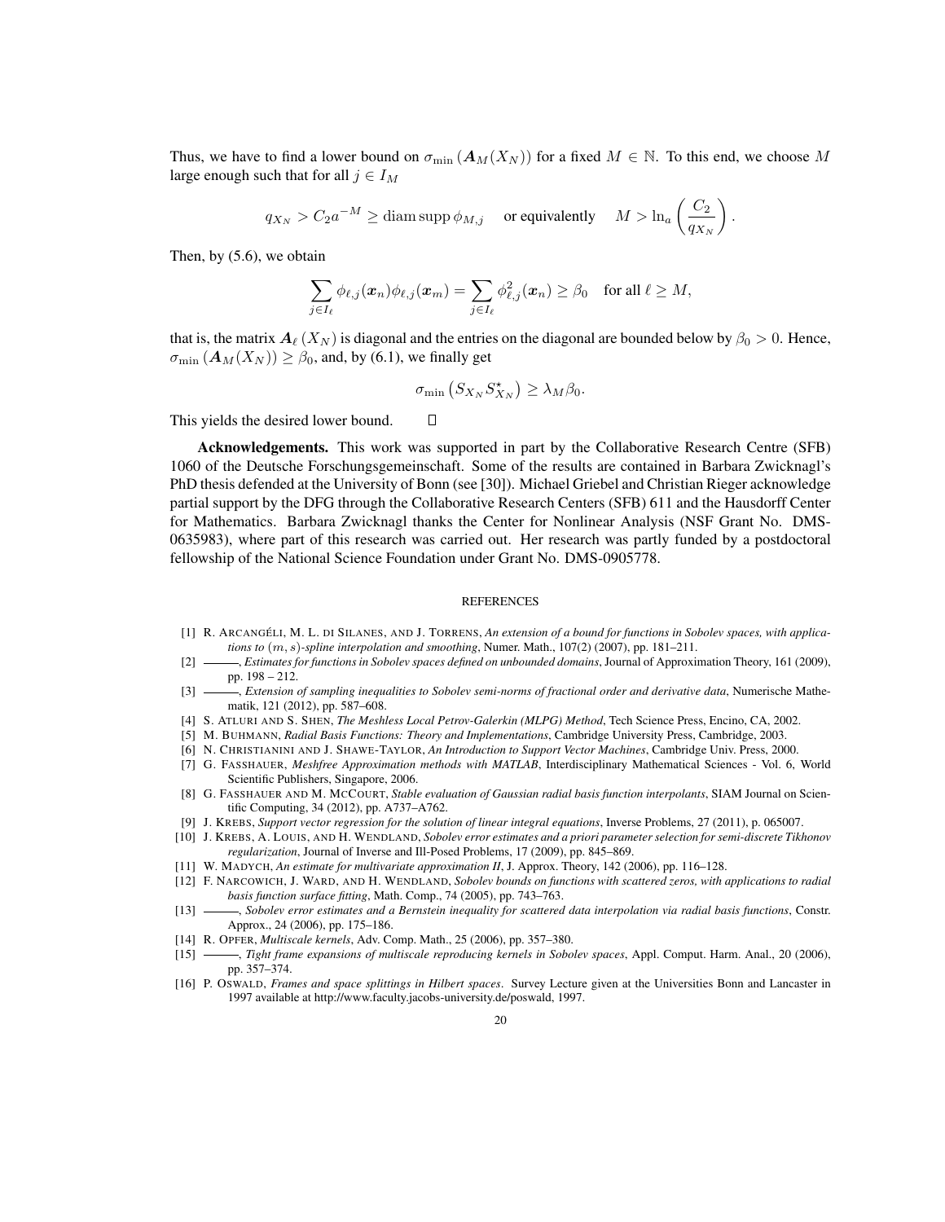Thus, we have to find a lower bound on $\sigma_{\min}(\boldsymbol{A}_M(X_N))$ for a fixed $M \in \mathbb{N}$. To this end, we choose $M$ large enough such that for all $j \in I_M$

$$q_{X_N} > C_2 a^{-M} \geq \operatorname{diam}\operatorname{supp}\phi_{M,j} \quad \text{or equivalently} \quad M > \ln_a\left(\frac{C_2}{q_{X_N}}\right).$$

Then, by (5.6), we obtain

$$\sum_{j \in I_\ell} \phi_{\ell,j}(\boldsymbol{x}_n)\phi_{\ell,j}(\boldsymbol{x}_m) = \sum_{j \in I_\ell} \phi_{\ell,j}^2(\boldsymbol{x}_n) \geq \beta_0 \quad \text{for all } \ell \geq M,$$

that is, the matrix $\boldsymbol{A}_\ell(X_N)$ is diagonal and the entries on the diagonal are bounded below by $\beta_0 > 0$. Hence, $\sigma_{\min}(\boldsymbol{A}_M(X_N)) \geq \beta_0$, and, by (6.1), we finally get

$$\sigma_{\min}\left(S_{X_N} S_{X_N}^\star\right) \geq \lambda_M \beta_0.$$

This yields the desired lower bound. $\square$

**Acknowledgements.** This work was supported in part by the Collaborative Research Centre (SFB) 1060 of the Deutsche Forschungsgemeinschaft. Some of the results are contained in Barbara Zwicknagl's PhD thesis defended at the University of Bonn (see [30]). Michael Griebel and Christian Rieger acknowledge partial support by the DFG through the Collaborative Research Centers (SFB) 611 and the Hausdorff Center for Mathematics. Barbara Zwicknagl thanks the Center for Nonlinear Analysis (NSF Grant No. DMS-0635983), where part of this research was carried out. Her research was partly funded by a postdoctoral fellowship of the National Science Foundation under Grant No. DMS-0905778.

## REFERENCES

[1] R. Arcangéli, M. L. di Silanes, and J. Torrens, *An extension of a bound for functions in Sobolev spaces, with applications to $(m,s)$-spline interpolation and smoothing*, Numer. Math., 107(2) (2007), pp. 181–211.

[2] ———, *Estimates for functions in Sobolev spaces defined on unbounded domains*, Journal of Approximation Theory, 161 (2009), pp. 198 – 212.

[3] ———, *Extension of sampling inequalities to Sobolev semi-norms of fractional order and derivative data*, Numerische Mathematik, 121 (2012), pp. 587–608.

[4] S. Atluri and S. Shen, *The Meshless Local Petrov-Galerkin (MLPG) Method*, Tech Science Press, Encino, CA, 2002.

[5] M. Buhmann, *Radial Basis Functions: Theory and Implementations*, Cambridge University Press, Cambridge, 2003.

[6] N. Christianini and J. Shawe-Taylor, *An Introduction to Support Vector Machines*, Cambridge Univ. Press, 2000.

[7] G. Fasshauer, *Meshfree Approximation methods with MATLAB*, Interdisciplinary Mathematical Sciences - Vol. 6, World Scientific Publishers, Singapore, 2006.

[8] G. Fasshauer and M. McCourt, *Stable evaluation of Gaussian radial basis function interpolants*, SIAM Journal on Scientific Computing, 34 (2012), pp. A737–A762.

[9] J. Krebs, *Support vector regression for the solution of linear integral equations*, Inverse Problems, 27 (2011), p. 065007.

[10] J. Krebs, A. Louis, and H. Wendland, *Sobolev error estimates and a priori parameter selection for semi-discrete Tikhonov regularization*, Journal of Inverse and Ill-Posed Problems, 17 (2009), pp. 845–869.

[11] W. Madych, *An estimate for multivariate approximation II*, J. Approx. Theory, 142 (2006), pp. 116–128.

[12] F. Narcowich, J. Ward, and H. Wendland, *Sobolev bounds on functions with scattered zeros, with applications to radial basis function surface fitting*, Math. Comp., 74 (2005), pp. 743–763.

[13] ———, *Sobolev error estimates and a Bernstein inequality for scattered data interpolation via radial basis functions*, Constr. Approx., 24 (2006), pp. 175–186.

[14] R. Opfer, *Multiscale kernels*, Adv. Comp. Math., 25 (2006), pp. 357–380.

[15] ———, *Tight frame expansions of multiscale reproducing kernels in Sobolev spaces*, Appl. Comput. Harm. Anal., 20 (2006), pp. 357–374.

[16] P. Oswald, *Frames and space splittings in Hilbert spaces*. Survey Lecture given at the Universities Bonn and Lancaster in 1997 available at http://www.faculty.jacobs-university.de/poswald, 1997.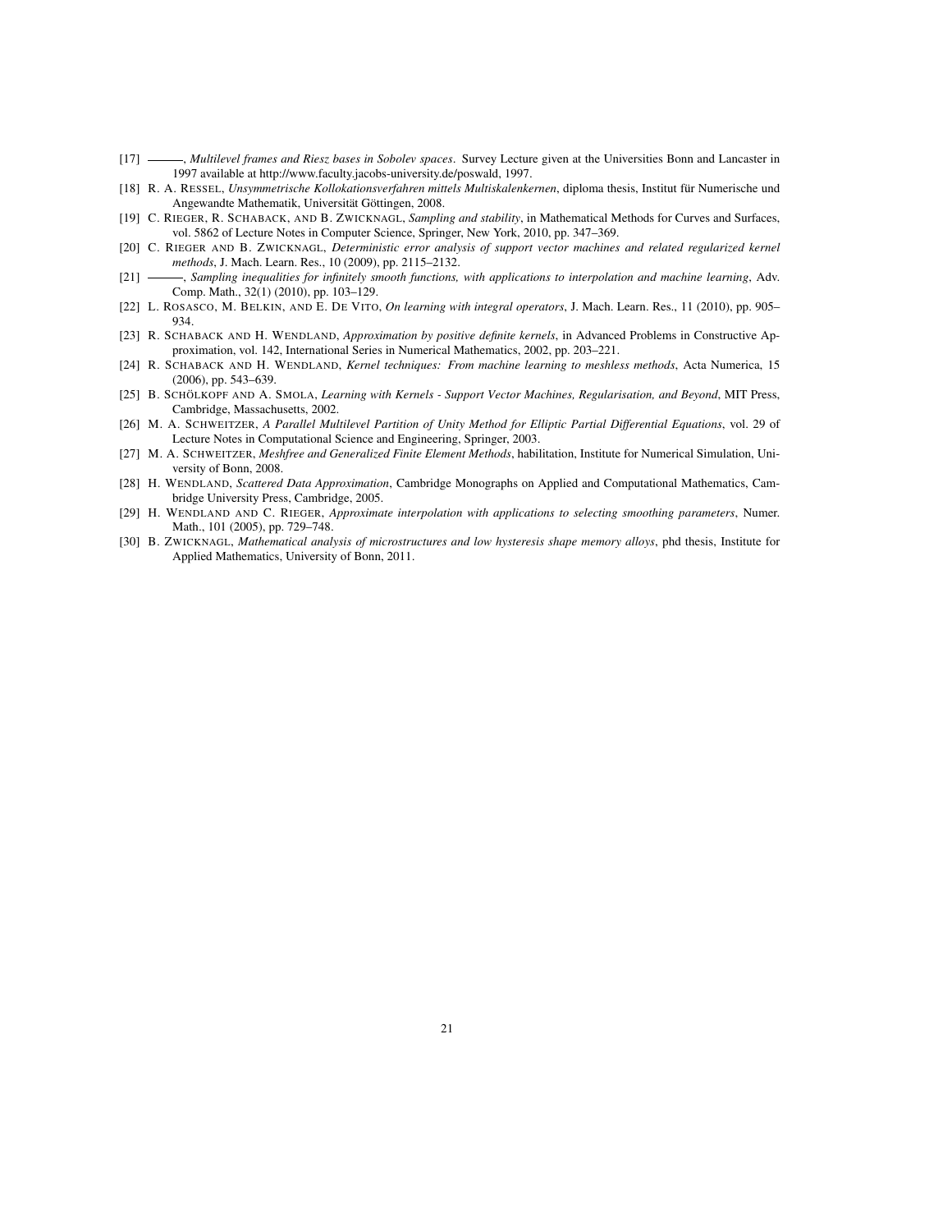[17] ———, *Multilevel frames and Riesz bases in Sobolev spaces*. Survey Lecture given at the Universities Bonn and Lancaster in 1997 available at http://www.faculty.jacobs-university.de/poswald, 1997.

[18] R. A. Ressel, *Unsymmetrische Kollokationsverfahren mittels Multiskalenkernen*, diploma thesis, Institut für Numerische und Angewandte Mathematik, Universität Göttingen, 2008.

[19] C. Rieger, R. Schaback, and B. Zwicknagl, *Sampling and stability*, in Mathematical Methods for Curves and Surfaces, vol. 5862 of Lecture Notes in Computer Science, Springer, New York, 2010, pp. 347–369.

[20] C. Rieger and B. Zwicknagl, *Deterministic error analysis of support vector machines and related regularized kernel methods*, J. Mach. Learn. Res., 10 (2009), pp. 2115–2132.

[21] ———, *Sampling inequalities for infinitely smooth functions, with applications to interpolation and machine learning*, Adv. Comp. Math., 32(1) (2010), pp. 103–129.

[22] L. Rosasco, M. Belkin, and E. De Vito, *On learning with integral operators*, J. Mach. Learn. Res., 11 (2010), pp. 905–934.

[23] R. Schaback and H. Wendland, *Approximation by positive definite kernels*, in Advanced Problems in Constructive Approximation, vol. 142, International Series in Numerical Mathematics, 2002, pp. 203–221.

[24] R. Schaback and H. Wendland, *Kernel techniques: From machine learning to meshless methods*, Acta Numerica, 15 (2006), pp. 543–639.

[25] B. Schölkopf and A. Smola, *Learning with Kernels - Support Vector Machines, Regularisation, and Beyond*, MIT Press, Cambridge, Massachusetts, 2002.

[26] M. A. Schweitzer, *A Parallel Multilevel Partition of Unity Method for Elliptic Partial Differential Equations*, vol. 29 of Lecture Notes in Computational Science and Engineering, Springer, 2003.

[27] M. A. Schweitzer, *Meshfree and Generalized Finite Element Methods*, habilitation, Institute for Numerical Simulation, University of Bonn, 2008.

[28] H. Wendland, *Scattered Data Approximation*, Cambridge Monographs on Applied and Computational Mathematics, Cambridge University Press, Cambridge, 2005.

[29] H. Wendland and C. Rieger, *Approximate interpolation with applications to selecting smoothing parameters*, Numer. Math., 101 (2005), pp. 729–748.

[30] B. Zwicknagl, *Mathematical analysis of microstructures and low hysteresis shape memory alloys*, phd thesis, Institute for Applied Mathematics, University of Bonn, 2011.